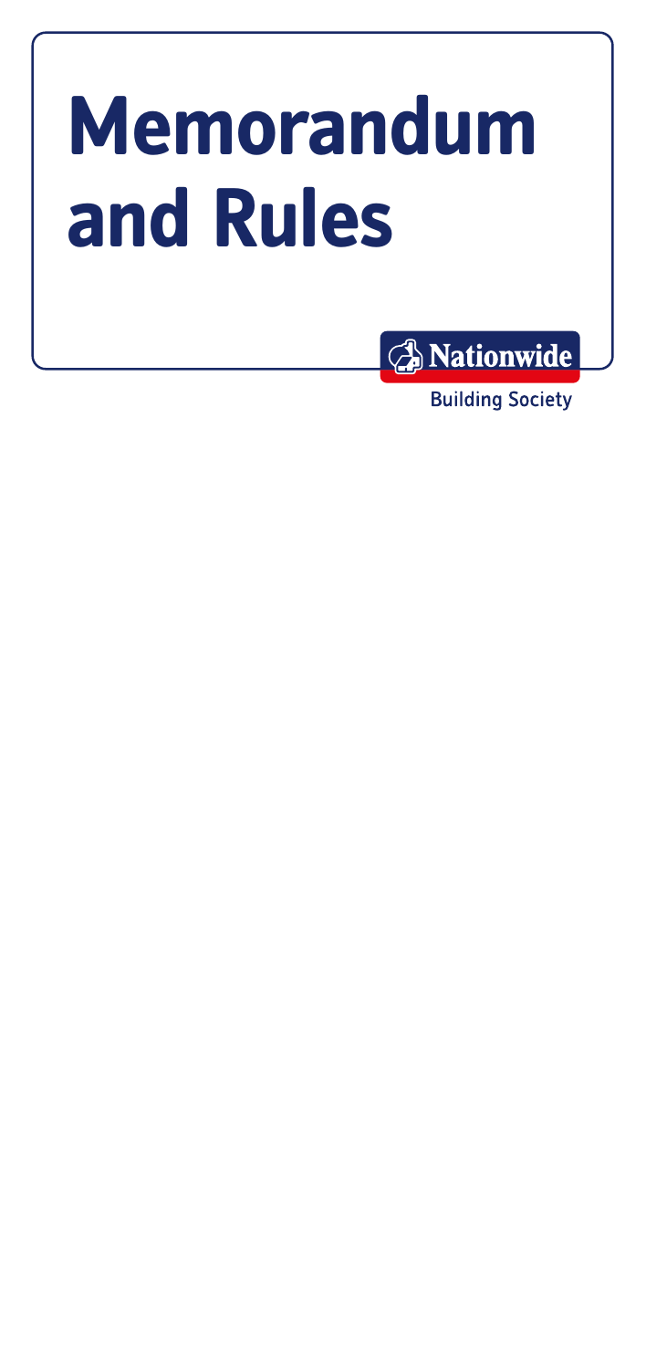# Memorandum and Rules

Nationwide

Building Society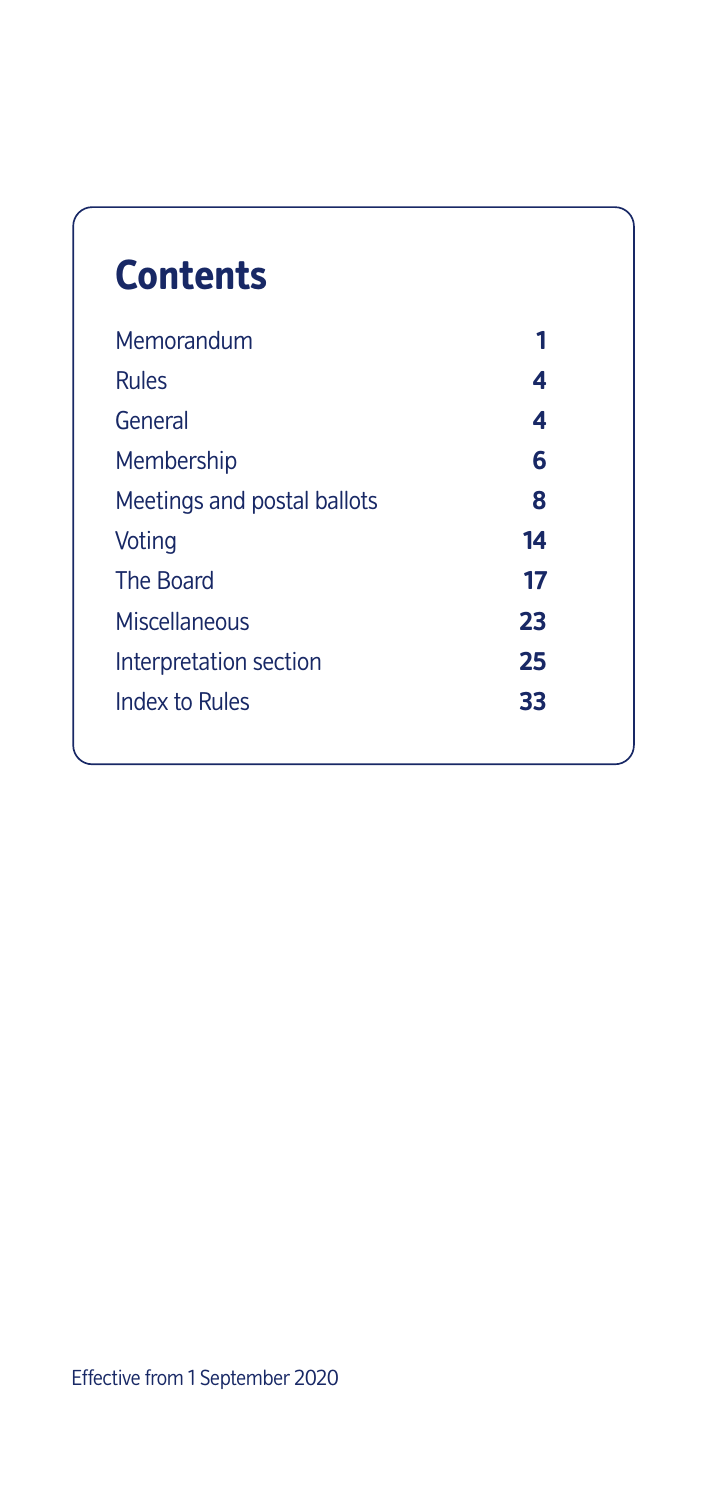# Contents

| | |
|---|---|
| Memorandum | 1 |
| Rules | 4 |
| General | 4 |
| Membership | 6 |
| Meetings and postal ballots | 8 |
| Voting | 14 |
| The Board | 17 |
| Miscellaneous | 23 |
| Interpretation section | 25 |
| Index to Rules | 33 |

Effective from 1 September 2020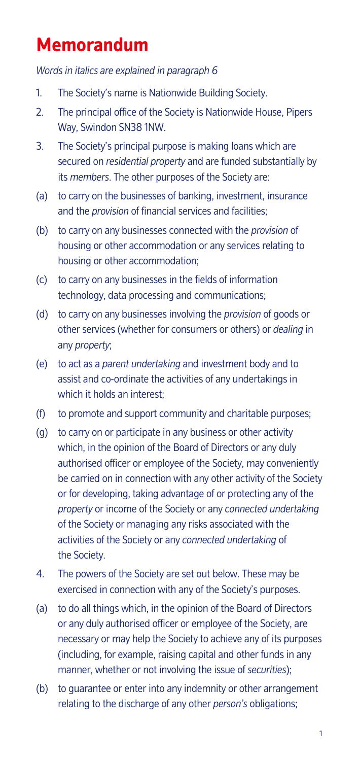# Memorandum

*Words in italics are explained in paragraph 6*

1. The Society's name is Nationwide Building Society.
2. The principal office of the Society is Nationwide House, Pipers Way, Swindon SN38 1NW.
3. The Society's principal purpose is making loans which are secured on *residential property* and are funded substantially by its *members*. The other purposes of the Society are:

(a) to carry on the businesses of banking, investment, insurance and the *provision* of financial services and facilities;

(b) to carry on any businesses connected with the *provision* of housing or other accommodation or any services relating to housing or other accommodation;

(c) to carry on any businesses in the fields of information technology, data processing and communications;

(d) to carry on any businesses involving the *provision* of goods or other services (whether for consumers or others) or *dealing* in any *property*;

(e) to act as a *parent undertaking* and investment body and to assist and co-ordinate the activities of any undertakings in which it holds an interest;

(f) to promote and support community and charitable purposes;

(g) to carry on or participate in any business or other activity which, in the opinion of the Board of Directors or any duly authorised officer or employee of the Society, may conveniently be carried on in connection with any other activity of the Society or for developing, taking advantage of or protecting any of the *property* or income of the Society or any *connected undertaking* of the Society or managing any risks associated with the activities of the Society or any *connected undertaking* of the Society.

4. The powers of the Society are set out below. These may be exercised in connection with any of the Society's purposes.

(a) to do all things which, in the opinion of the Board of Directors or any duly authorised officer or employee of the Society, are necessary or may help the Society to achieve any of its purposes (including, for example, raising capital and other funds in any manner, whether or not involving the issue of *securities*);

(b) to guarantee or enter into any indemnity or other arrangement relating to the discharge of any other *person's* obligations;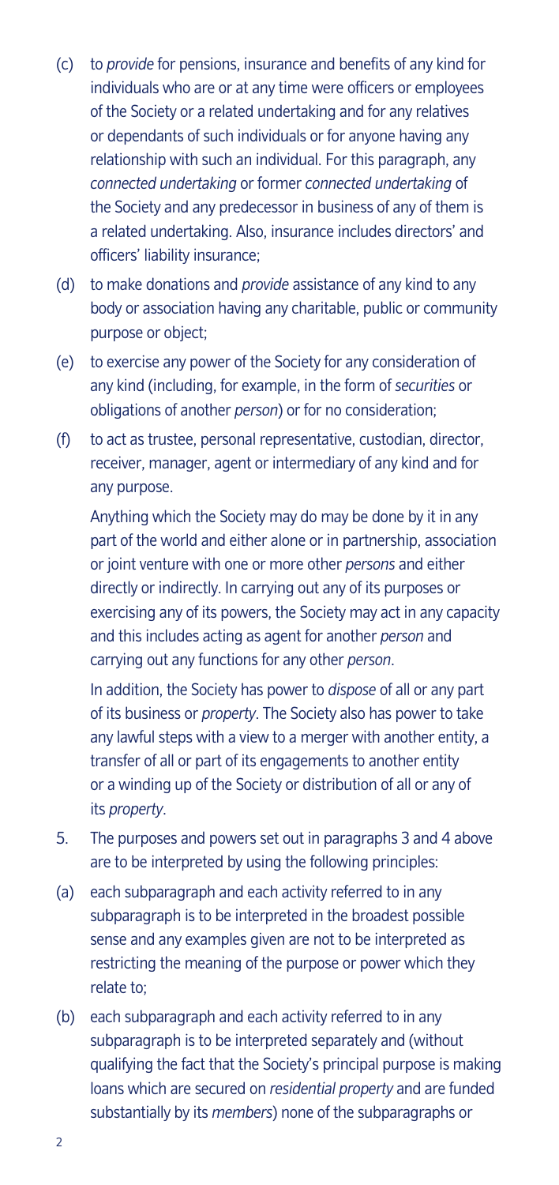(c) to *provide* for pensions, insurance and benefits of any kind for individuals who are or at any time were officers or employees of the Society or a related undertaking and for any relatives or dependants of such individuals or for anyone having any relationship with such an individual. For this paragraph, any *connected undertaking* or former *connected undertaking* of the Society and any predecessor in business of any of them is a related undertaking. Also, insurance includes directors' and officers' liability insurance;

(d) to make donations and *provide* assistance of any kind to any body or association having any charitable, public or community purpose or object;

(e) to exercise any power of the Society for any consideration of any kind (including, for example, in the form of *securities* or obligations of another *person*) or for no consideration;

(f) to act as trustee, personal representative, custodian, director, receiver, manager, agent or intermediary of any kind and for any purpose.

Anything which the Society may do may be done by it in any part of the world and either alone or in partnership, association or joint venture with one or more other *persons* and either directly or indirectly. In carrying out any of its purposes or exercising any of its powers, the Society may act in any capacity and this includes acting as agent for another *person* and carrying out any functions for any other *person*.

In addition, the Society has power to *dispose* of all or any part of its business or *property*. The Society also has power to take any lawful steps with a view to a merger with another entity, a transfer of all or part of its engagements to another entity or a winding up of the Society or distribution of all or any of its *property*.

5. The purposes and powers set out in paragraphs 3 and 4 above are to be interpreted by using the following principles:

(a) each subparagraph and each activity referred to in any subparagraph is to be interpreted in the broadest possible sense and any examples given are not to be interpreted as restricting the meaning of the purpose or power which they relate to;

(b) each subparagraph and each activity referred to in any subparagraph is to be interpreted separately and (without qualifying the fact that the Society's principal purpose is making loans which are secured on *residential property* and are funded substantially by its *members*) none of the subparagraphs or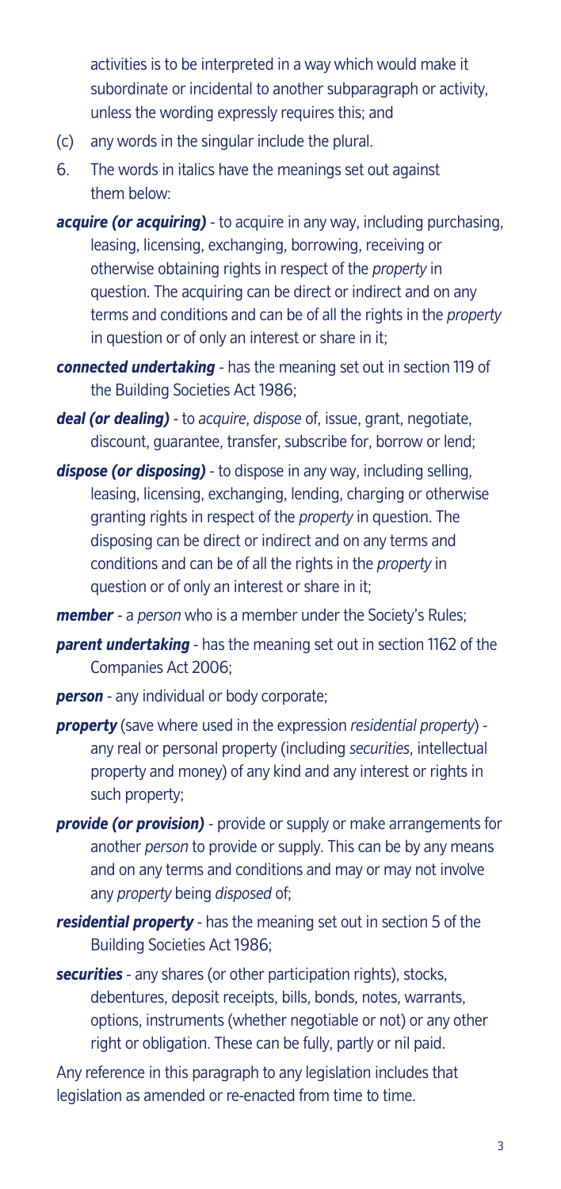activities is to be interpreted in a way which would make it subordinate or incidental to another subparagraph or activity, unless the wording expressly requires this; and

(c) any words in the singular include the plural.

6. The words in italics have the meanings set out against them below:

***acquire (or acquiring)*** - to acquire in any way, including purchasing, leasing, licensing, exchanging, borrowing, receiving or otherwise obtaining rights in respect of the *property* in question. The acquiring can be direct or indirect and on any terms and conditions and can be of all the rights in the *property* in question or of only an interest or share in it;

***connected undertaking*** - has the meaning set out in section 119 of the Building Societies Act 1986;

***deal (or dealing)*** - to *acquire*, *dispose* of, issue, grant, negotiate, discount, guarantee, transfer, subscribe for, borrow or lend;

***dispose (or disposing)*** - to dispose in any way, including selling, leasing, licensing, exchanging, lending, charging or otherwise granting rights in respect of the *property* in question. The disposing can be direct or indirect and on any terms and conditions and can be of all the rights in the *property* in question or of only an interest or share in it;

***member*** - a *person* who is a member under the Society's Rules;

***parent undertaking*** - has the meaning set out in section 1162 of the Companies Act 2006;

***person*** - any individual or body corporate;

***property*** (save where used in the expression *residential property*) - any real or personal property (including *securities*, intellectual property and money) of any kind and any interest or rights in such property;

***provide (or provision)*** - provide or supply or make arrangements for another *person* to provide or supply. This can be by any means and on any terms and conditions and may or may not involve any *property* being *disposed* of;

***residential property*** - has the meaning set out in section 5 of the Building Societies Act 1986;

***securities*** - any shares (or other participation rights), stocks, debentures, deposit receipts, bills, bonds, notes, warrants, options, instruments (whether negotiable or not) or any other right or obligation. These can be fully, partly or nil paid.

Any reference in this paragraph to any legislation includes that legislation as amended or re-enacted from time to time.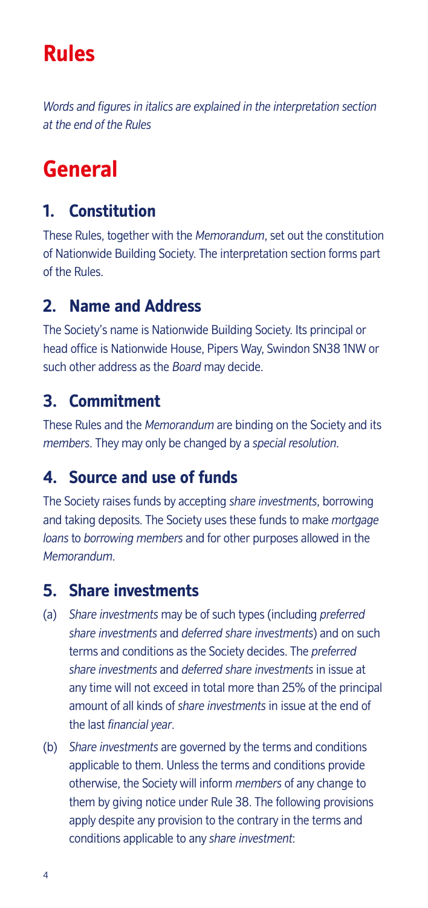# Rules

*Words and figures in italics are explained in the interpretation section at the end of the Rules*

# General

## 1. Constitution

These Rules, together with the *Memorandum*, set out the constitution of Nationwide Building Society. The interpretation section forms part of the Rules.

## 2. Name and Address

The Society's name is Nationwide Building Society. Its principal or head office is Nationwide House, Pipers Way, Swindon SN38 1NW or such other address as the *Board* may decide.

## 3. Commitment

These Rules and the *Memorandum* are binding on the Society and its *members*. They may only be changed by a *special resolution*.

## 4. Source and use of funds

The Society raises funds by accepting *share investments*, borrowing and taking deposits. The Society uses these funds to make *mortgage loans* to *borrowing members* and for other purposes allowed in the *Memorandum*.

## 5. Share investments

(a) *Share investments* may be of such types (including *preferred share investments* and *deferred share investments*) and on such terms and conditions as the Society decides. The *preferred share investments* and *deferred share investments* in issue at any time will not exceed in total more than 25% of the principal amount of all kinds of *share investments* in issue at the end of the last *financial year*.

(b) *Share investments* are governed by the terms and conditions applicable to them. Unless the terms and conditions provide otherwise, the Society will inform *members* of any change to them by giving notice under Rule 38. The following provisions apply despite any provision to the contrary in the terms and conditions applicable to any *share investment*: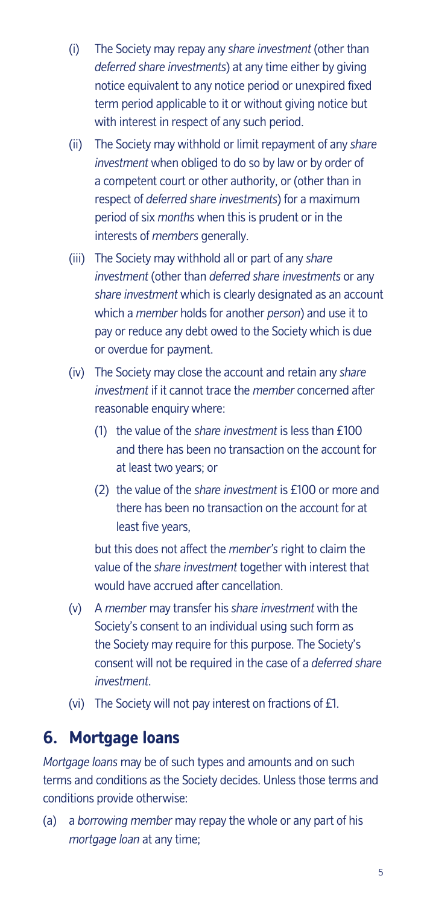(i) The Society may repay any *share investment* (other than *deferred share investments*) at any time either by giving notice equivalent to any notice period or unexpired fixed term period applicable to it or without giving notice but with interest in respect of any such period.

(ii) The Society may withhold or limit repayment of any *share investment* when obliged to do so by law or by order of a competent court or other authority, or (other than in respect of *deferred share investments*) for a maximum period of six *months* when this is prudent or in the interests of *members* generally.

(iii) The Society may withhold all or part of any *share investment* (other than *deferred share investments* or any *share investment* which is clearly designated as an account which a *member* holds for another *person*) and use it to pay or reduce any debt owed to the Society which is due or overdue for payment.

(iv) The Society may close the account and retain any *share investment* if it cannot trace the *member* concerned after reasonable enquiry where:

  (1) the value of the *share investment* is less than £100 and there has been no transaction on the account for at least two years; or

  (2) the value of the *share investment* is £100 or more and there has been no transaction on the account for at least five years,

  but this does not affect the *member's* right to claim the value of the *share investment* together with interest that would have accrued after cancellation.

(v) A *member* may transfer his *share investment* with the Society's consent to an individual using such form as the Society may require for this purpose. The Society's consent will not be required in the case of a *deferred share investment*.

(vi) The Society will not pay interest on fractions of £1.

## 6. Mortgage loans

*Mortgage loans* may be of such types and amounts and on such terms and conditions as the Society decides. Unless those terms and conditions provide otherwise:

(a) a *borrowing member* may repay the whole or any part of his *mortgage loan* at any time;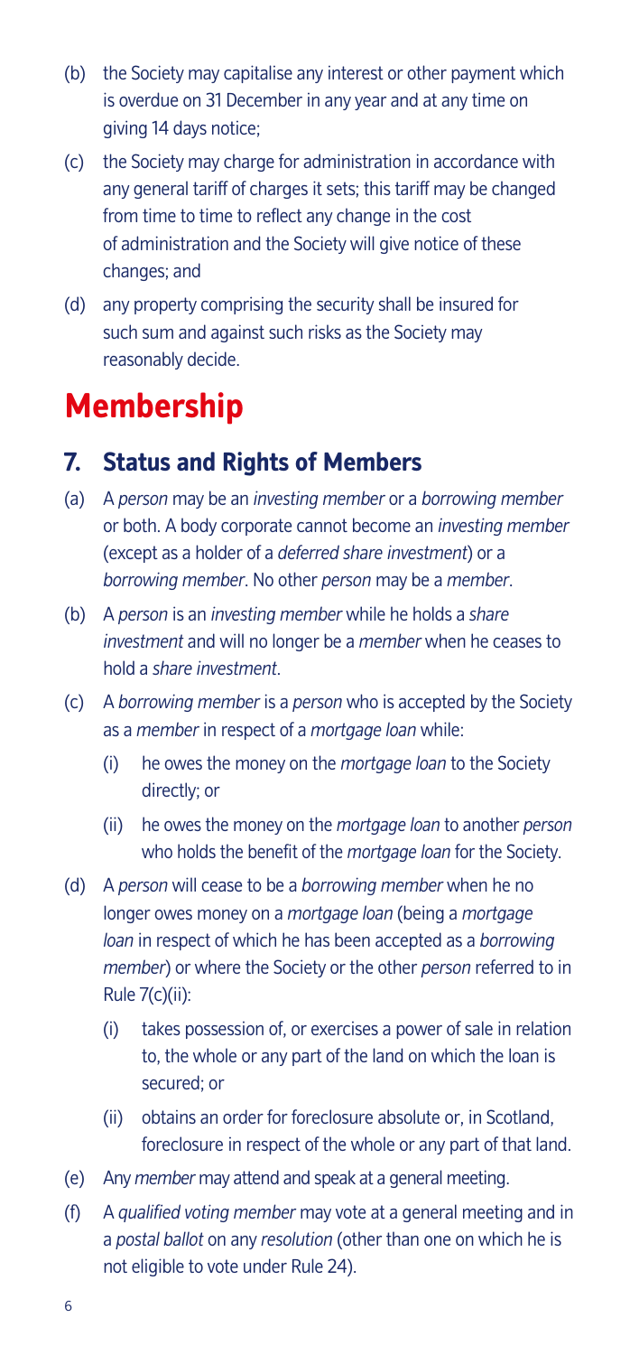(b) the Society may capitalise any interest or other payment which is overdue on 31 December in any year and at any time on giving 14 days notice;

(c) the Society may charge for administration in accordance with any general tariff of charges it sets; this tariff may be changed from time to time to reflect any change in the cost of administration and the Society will give notice of these changes; and

(d) any property comprising the security shall be insured for such sum and against such risks as the Society may reasonably decide.

# Membership

## 7. Status and Rights of Members

(a) A *person* may be an *investing member* or a *borrowing member* or both. A body corporate cannot become an *investing member* (except as a holder of a *deferred share investment*) or a *borrowing member*. No other *person* may be a *member*.

(b) A *person* is an *investing member* while he holds a *share investment* and will no longer be a *member* when he ceases to hold a *share investment*.

(c) A *borrowing member* is a *person* who is accepted by the Society as a *member* in respect of a *mortgage loan* while:

  (i) he owes the money on the *mortgage loan* to the Society directly; or

  (ii) he owes the money on the *mortgage loan* to another *person* who holds the benefit of the *mortgage loan* for the Society.

(d) A *person* will cease to be a *borrowing member* when he no longer owes money on a *mortgage loan* (being a *mortgage loan* in respect of which he has been accepted as a *borrowing member*) or where the Society or the other *person* referred to in Rule 7(c)(ii):

  (i) takes possession of, or exercises a power of sale in relation to, the whole or any part of the land on which the loan is secured; or

  (ii) obtains an order for foreclosure absolute or, in Scotland, foreclosure in respect of the whole or any part of that land.

(e) Any *member* may attend and speak at a general meeting.

(f) A *qualified voting member* may vote at a general meeting and in a *postal ballot* on any *resolution* (other than one on which he is not eligible to vote under Rule 24).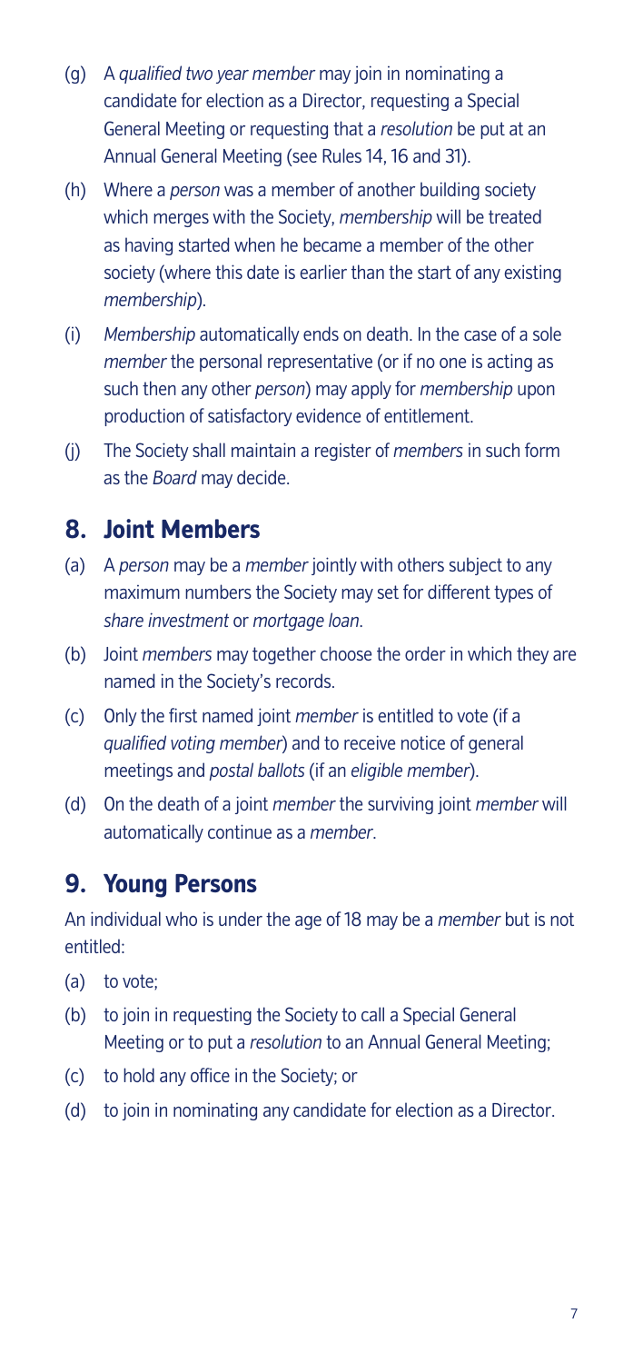(g) A *qualified two year member* may join in nominating a candidate for election as a Director, requesting a Special General Meeting or requesting that a *resolution* be put at an Annual General Meeting (see Rules 14, 16 and 31).

(h) Where a *person* was a member of another building society which merges with the Society, *membership* will be treated as having started when he became a member of the other society (where this date is earlier than the start of any existing *membership*).

(i) *Membership* automatically ends on death. In the case of a sole *member* the personal representative (or if no one is acting as such then any other *person*) may apply for *membership* upon production of satisfactory evidence of entitlement.

(j) The Society shall maintain a register of *members* in such form as the *Board* may decide.

## 8. Joint Members

(a) A *person* may be a *member* jointly with others subject to any maximum numbers the Society may set for different types of *share investment* or *mortgage loan*.

(b) Joint *members* may together choose the order in which they are named in the Society's records.

(c) Only the first named joint *member* is entitled to vote (if a *qualified voting member*) and to receive notice of general meetings and *postal ballots* (if an *eligible member*).

(d) On the death of a joint *member* the surviving joint *member* will automatically continue as a *member*.

## 9. Young Persons

An individual who is under the age of 18 may be a *member* but is not entitled:

(a) to vote;

(b) to join in requesting the Society to call a Special General Meeting or to put a *resolution* to an Annual General Meeting;

(c) to hold any office in the Society; or

(d) to join in nominating any candidate for election as a Director.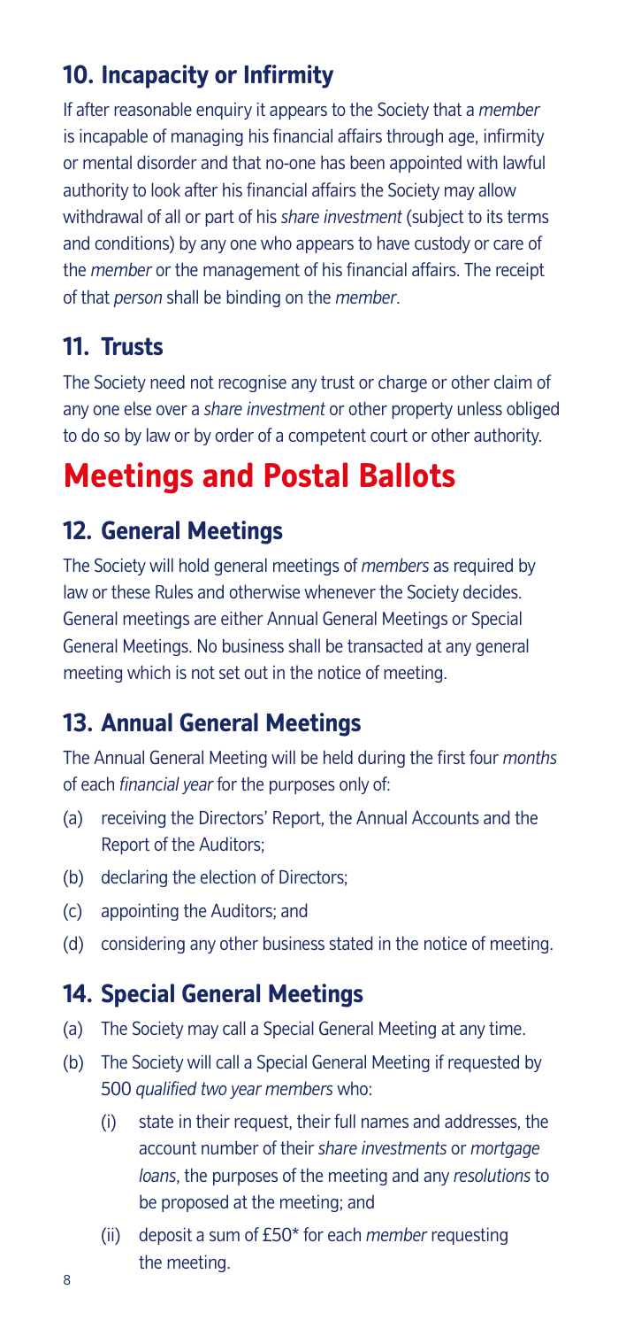## 10. Incapacity or Infirmity

If after reasonable enquiry it appears to the Society that a *member* is incapable of managing his financial affairs through age, infirmity or mental disorder and that no-one has been appointed with lawful authority to look after his financial affairs the Society may allow withdrawal of all or part of his *share investment* (subject to its terms and conditions) by any one who appears to have custody or care of the *member* or the management of his financial affairs. The receipt of that *person* shall be binding on the *member*.

## 11. Trusts

The Society need not recognise any trust or charge or other claim of any one else over a *share investment* or other property unless obliged to do so by law or by order of a competent court or other authority.

# Meetings and Postal Ballots

## 12. General Meetings

The Society will hold general meetings of *members* as required by law or these Rules and otherwise whenever the Society decides. General meetings are either Annual General Meetings or Special General Meetings. No business shall be transacted at any general meeting which is not set out in the notice of meeting.

## 13. Annual General Meetings

The Annual General Meeting will be held during the first four *months* of each *financial year* for the purposes only of:

(a) receiving the Directors' Report, the Annual Accounts and the Report of the Auditors;

(b) declaring the election of Directors;

(c) appointing the Auditors; and

(d) considering any other business stated in the notice of meeting.

## 14. Special General Meetings

(a) The Society may call a Special General Meeting at any time.

(b) The Society will call a Special General Meeting if requested by 500 *qualified two year members* who:

   (i) state in their request, their full names and addresses, the account number of their *share investments* or *mortgage loans*, the purposes of the meeting and any *resolutions* to be proposed at the meeting; and

   (ii) deposit a sum of £50* for each *member* requesting the meeting.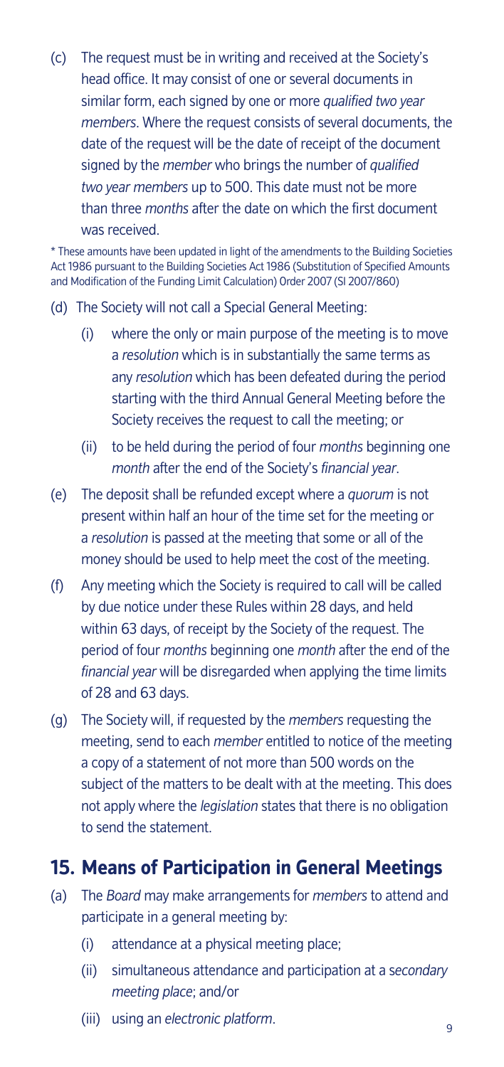(c) The request must be in writing and received at the Society's head office. It may consist of one or several documents in similar form, each signed by one or more *qualified two year members*. Where the request consists of several documents, the date of the request will be the date of receipt of the document signed by the *member* who brings the number of *qualified two year members* up to 500. This date must not be more than three *months* after the date on which the first document was received.

\* These amounts have been updated in light of the amendments to the Building Societies Act 1986 pursuant to the Building Societies Act 1986 (Substitution of Specified Amounts and Modification of the Funding Limit Calculation) Order 2007 (SI 2007/860)

(d) The Society will not call a Special General Meeting:

   (i) where the only or main purpose of the meeting is to move a *resolution* which is in substantially the same terms as any *resolution* which has been defeated during the period starting with the third Annual General Meeting before the Society receives the request to call the meeting; or

   (ii) to be held during the period of four *months* beginning one *month* after the end of the Society's *financial year*.

(e) The deposit shall be refunded except where a *quorum* is not present within half an hour of the time set for the meeting or a *resolution* is passed at the meeting that some or all of the money should be used to help meet the cost of the meeting.

(f) Any meeting which the Society is required to call will be called by due notice under these Rules within 28 days, and held within 63 days, of receipt by the Society of the request. The period of four *months* beginning one *month* after the end of the *financial year* will be disregarded when applying the time limits of 28 and 63 days.

(g) The Society will, if requested by the *members* requesting the meeting, send to each *member* entitled to notice of the meeting a copy of a statement of not more than 500 words on the subject of the matters to be dealt with at the meeting. This does not apply where the *legislation* states that there is no obligation to send the statement.

## 15. Means of Participation in General Meetings

(a) The *Board* may make arrangements for *members* to attend and participate in a general meeting by:

   (i) attendance at a physical meeting place;

   (ii) simultaneous attendance and participation at a *secondary meeting place*; and/or

   (iii) using an *electronic platform*.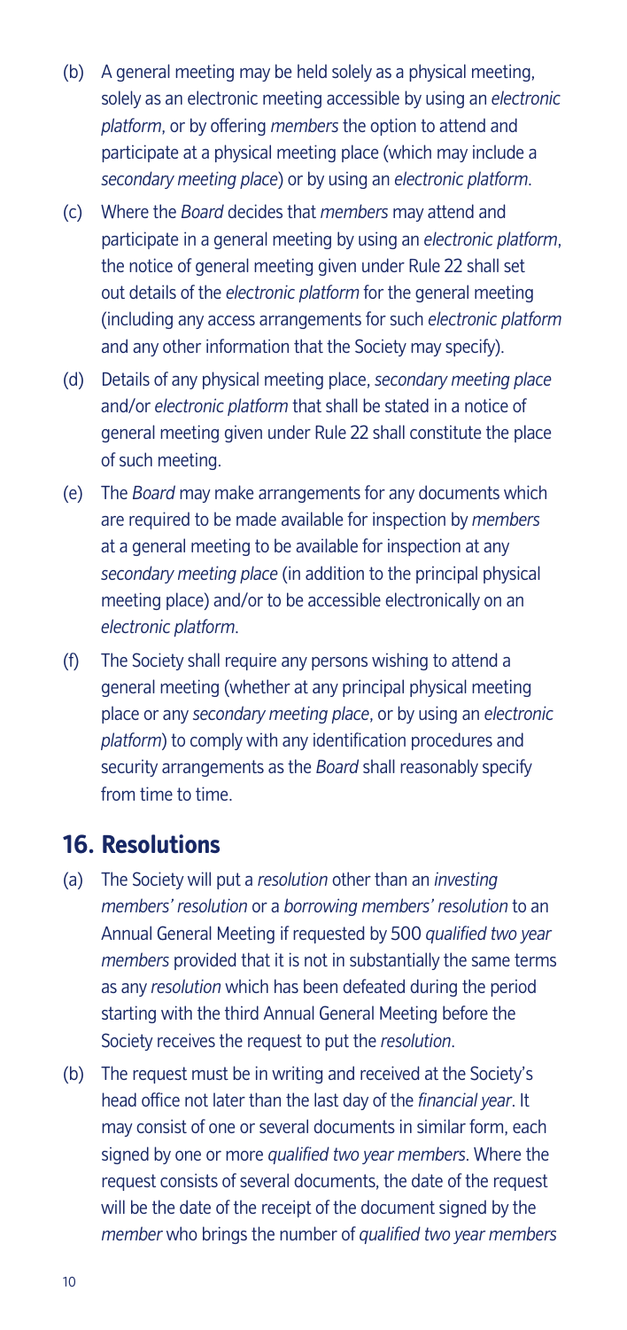(b) A general meeting may be held solely as a physical meeting, solely as an electronic meeting accessible by using an *electronic platform*, or by offering *members* the option to attend and participate at a physical meeting place (which may include a *secondary meeting place*) or by using an *electronic platform*.

(c) Where the *Board* decides that *members* may attend and participate in a general meeting by using an *electronic platform*, the notice of general meeting given under Rule 22 shall set out details of the *electronic platform* for the general meeting (including any access arrangements for such *electronic platform* and any other information that the Society may specify).

(d) Details of any physical meeting place, *secondary meeting place* and/or *electronic platform* that shall be stated in a notice of general meeting given under Rule 22 shall constitute the place of such meeting.

(e) The *Board* may make arrangements for any documents which are required to be made available for inspection by *members* at a general meeting to be available for inspection at any *secondary meeting place* (in addition to the principal physical meeting place) and/or to be accessible electronically on an *electronic platform*.

(f) The Society shall require any persons wishing to attend a general meeting (whether at any principal physical meeting place or any *secondary meeting place*, or by using an *electronic platform*) to comply with any identification procedures and security arrangements as the *Board* shall reasonably specify from time to time.

## 16. Resolutions

(a) The Society will put a *resolution* other than an *investing members' resolution* or a *borrowing members' resolution* to an Annual General Meeting if requested by 500 *qualified two year members* provided that it is not in substantially the same terms as any *resolution* which has been defeated during the period starting with the third Annual General Meeting before the Society receives the request to put the *resolution*.

(b) The request must be in writing and received at the Society's head office not later than the last day of the *financial year*. It may consist of one or several documents in similar form, each signed by one or more *qualified two year members*. Where the request consists of several documents, the date of the request will be the date of the receipt of the document signed by the *member* who brings the number of *qualified two year members*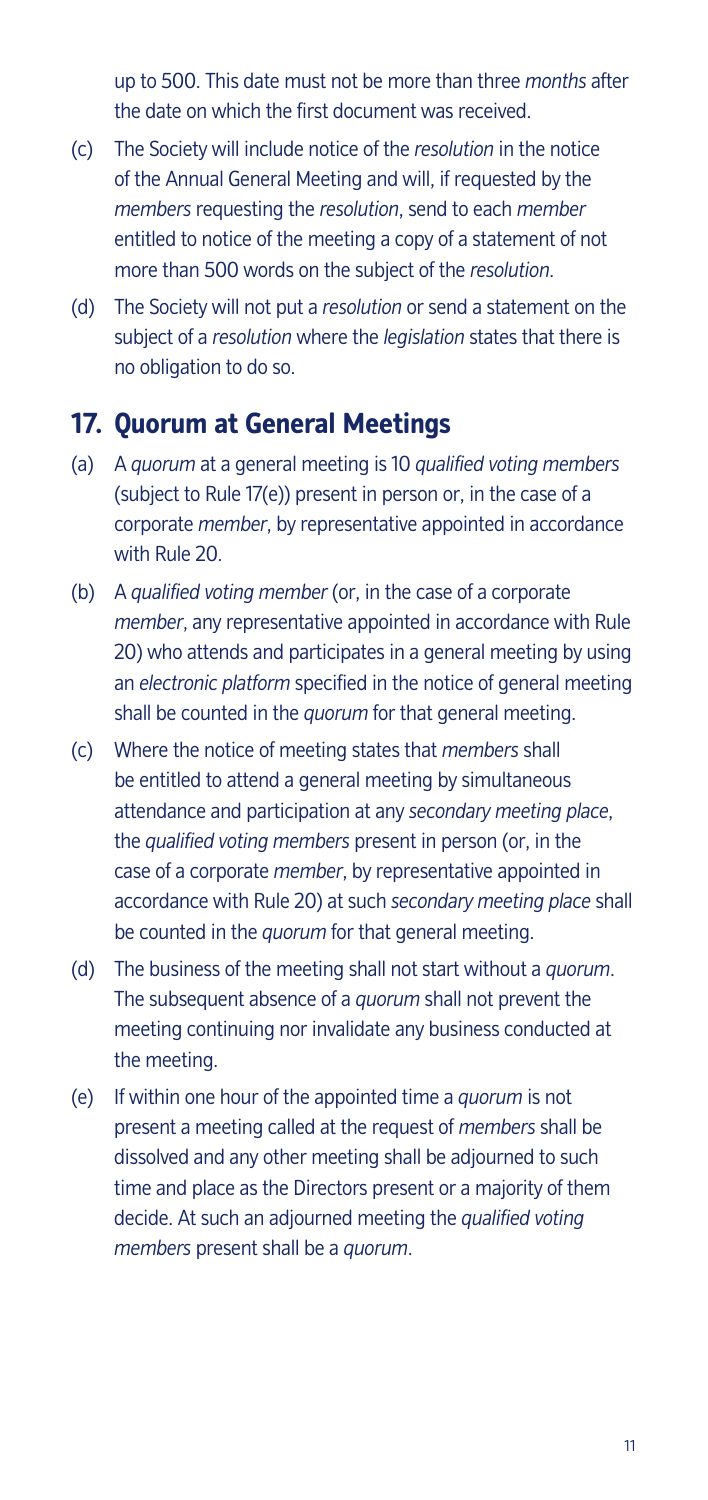up to 500. This date must not be more than three *months* after the date on which the first document was received.

(c) The Society will include notice of the *resolution* in the notice of the Annual General Meeting and will, if requested by the *members* requesting the *resolution*, send to each *member* entitled to notice of the meeting a copy of a statement of not more than 500 words on the subject of the *resolution*.

(d) The Society will not put a *resolution* or send a statement on the subject of a *resolution* where the *legislation* states that there is no obligation to do so.

## 17. Quorum at General Meetings

(a) A *quorum* at a general meeting is 10 *qualified voting members* (subject to Rule 17(e)) present in person or, in the case of a corporate *member*, by representative appointed in accordance with Rule 20.

(b) A *qualified voting member* (or, in the case of a corporate *member*, any representative appointed in accordance with Rule 20) who attends and participates in a general meeting by using an *electronic platform* specified in the notice of general meeting shall be counted in the *quorum* for that general meeting.

(c) Where the notice of meeting states that *members* shall be entitled to attend a general meeting by simultaneous attendance and participation at any *secondary meeting place*, the *qualified voting members* present in person (or, in the case of a corporate *member*, by representative appointed in accordance with Rule 20) at such *secondary meeting place* shall be counted in the *quorum* for that general meeting.

(d) The business of the meeting shall not start without a *quorum*. The subsequent absence of a *quorum* shall not prevent the meeting continuing nor invalidate any business conducted at the meeting.

(e) If within one hour of the appointed time a *quorum* is not present a meeting called at the request of *members* shall be dissolved and any other meeting shall be adjourned to such time and place as the Directors present or a majority of them decide. At such an adjourned meeting the *qualified voting members* present shall be a *quorum*.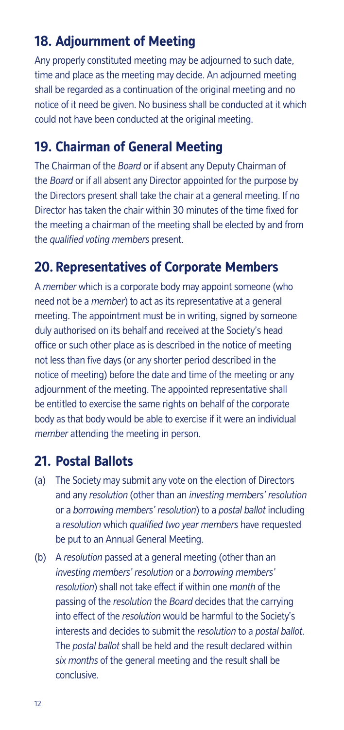## 18. Adjournment of Meeting

Any properly constituted meeting may be adjourned to such date, time and place as the meeting may decide. An adjourned meeting shall be regarded as a continuation of the original meeting and no notice of it need be given. No business shall be conducted at it which could not have been conducted at the original meeting.

## 19. Chairman of General Meeting

The Chairman of the *Board* or if absent any Deputy Chairman of the *Board* or if all absent any Director appointed for the purpose by the Directors present shall take the chair at a general meeting. If no Director has taken the chair within 30 minutes of the time fixed for the meeting a chairman of the meeting shall be elected by and from the *qualified voting members* present.

## 20. Representatives of Corporate Members

A *member* which is a corporate body may appoint someone (who need not be a *member*) to act as its representative at a general meeting. The appointment must be in writing, signed by someone duly authorised on its behalf and received at the Society's head office or such other place as is described in the notice of meeting not less than five days (or any shorter period described in the notice of meeting) before the date and time of the meeting or any adjournment of the meeting. The appointed representative shall be entitled to exercise the same rights on behalf of the corporate body as that body would be able to exercise if it were an individual *member* attending the meeting in person.

## 21. Postal Ballots

(a) The Society may submit any vote on the election of Directors and any *resolution* (other than an *investing members' resolution* or a *borrowing members' resolution*) to a *postal ballot* including a *resolution* which *qualified two year members* have requested be put to an Annual General Meeting.

(b) A *resolution* passed at a general meeting (other than an *investing members' resolution* or a *borrowing members' resolution*) shall not take effect if within one *month* of the passing of the *resolution* the *Board* decides that the carrying into effect of the *resolution* would be harmful to the Society's interests and decides to submit the *resolution* to a *postal ballot*. The *postal ballot* shall be held and the result declared within *six months* of the general meeting and the result shall be conclusive.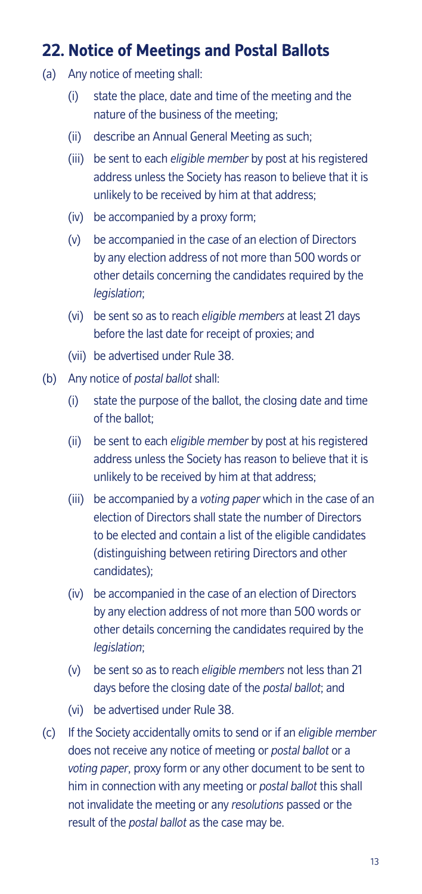## 22. Notice of Meetings and Postal Ballots

(a) Any notice of meeting shall:

   (i) state the place, date and time of the meeting and the nature of the business of the meeting;

   (ii) describe an Annual General Meeting as such;

   (iii) be sent to each *eligible member* by post at his registered address unless the Society has reason to believe that it is unlikely to be received by him at that address;

   (iv) be accompanied by a proxy form;

   (v) be accompanied in the case of an election of Directors by any election address of not more than 500 words or other details concerning the candidates required by the *legislation*;

   (vi) be sent so as to reach *eligible members* at least 21 days before the last date for receipt of proxies; and

   (vii) be advertised under Rule 38.

(b) Any notice of *postal ballot* shall:

   (i) state the purpose of the ballot, the closing date and time of the ballot;

   (ii) be sent to each *eligible member* by post at his registered address unless the Society has reason to believe that it is unlikely to be received by him at that address;

   (iii) be accompanied by a *voting paper* which in the case of an election of Directors shall state the number of Directors to be elected and contain a list of the eligible candidates (distinguishing between retiring Directors and other candidates);

   (iv) be accompanied in the case of an election of Directors by any election address of not more than 500 words or other details concerning the candidates required by the *legislation*;

   (v) be sent so as to reach *eligible members* not less than 21 days before the closing date of the *postal ballot*; and

   (vi) be advertised under Rule 38.

(c) If the Society accidentally omits to send or if an *eligible member* does not receive any notice of meeting or *postal ballot* or a *voting paper*, proxy form or any other document to be sent to him in connection with any meeting or *postal ballot* this shall not invalidate the meeting or any *resolutions* passed or the result of the *postal ballot* as the case may be.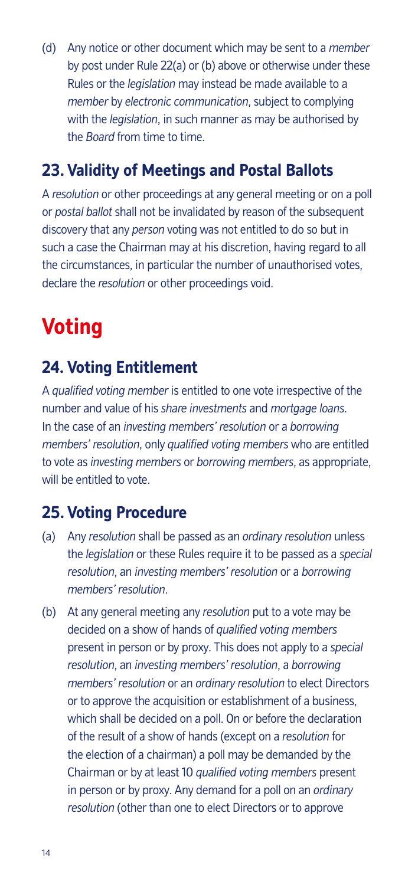(d) Any notice or other document which may be sent to a *member* by post under Rule 22(a) or (b) above or otherwise under these Rules or the *legislation* may instead be made available to a *member* by *electronic communication*, subject to complying with the *legislation*, in such manner as may be authorised by the *Board* from time to time.

## 23. Validity of Meetings and Postal Ballots

A *resolution* or other proceedings at any general meeting or on a poll or *postal ballot* shall not be invalidated by reason of the subsequent discovery that any *person* voting was not entitled to do so but in such a case the Chairman may at his discretion, having regard to all the circumstances, in particular the number of unauthorised votes, declare the *resolution* or other proceedings void.

# Voting

## 24. Voting Entitlement

A *qualified voting member* is entitled to one vote irrespective of the number and value of his *share investments* and *mortgage loans*. In the case of an *investing members' resolution* or a *borrowing members' resolution*, only *qualified voting members* who are entitled to vote as *investing members* or *borrowing members*, as appropriate, will be entitled to vote.

## 25. Voting Procedure

(a) Any *resolution* shall be passed as an *ordinary resolution* unless the *legislation* or these Rules require it to be passed as a *special resolution*, an *investing members' resolution* or a *borrowing members' resolution*.

(b) At any general meeting any *resolution* put to a vote may be decided on a show of hands of *qualified voting members* present in person or by proxy. This does not apply to a *special resolution*, an *investing members' resolution*, a *borrowing members' resolution* or an *ordinary resolution* to elect Directors or to approve the acquisition or establishment of a business, which shall be decided on a poll. On or before the declaration of the result of a show of hands (except on a *resolution* for the election of a chairman) a poll may be demanded by the Chairman or by at least 10 *qualified voting members* present in person or by proxy. Any demand for a poll on an *ordinary resolution* (other than one to elect Directors or to approve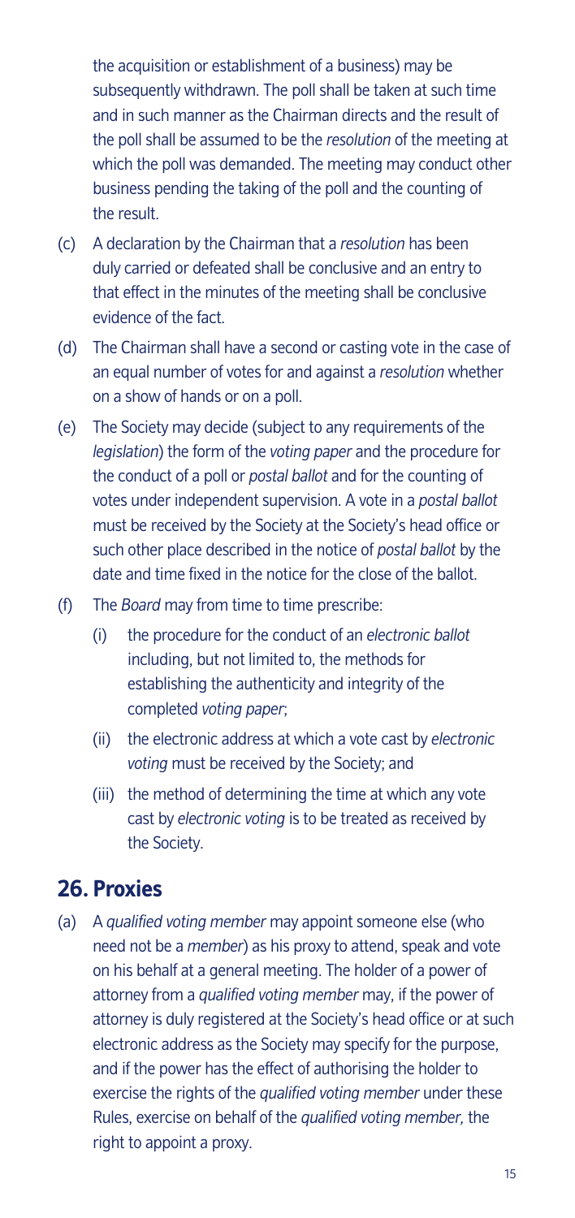the acquisition or establishment of a business) may be subsequently withdrawn. The poll shall be taken at such time and in such manner as the Chairman directs and the result of the poll shall be assumed to be the *resolution* of the meeting at which the poll was demanded. The meeting may conduct other business pending the taking of the poll and the counting of the result.

(c) A declaration by the Chairman that a *resolution* has been duly carried or defeated shall be conclusive and an entry to that effect in the minutes of the meeting shall be conclusive evidence of the fact.

(d) The Chairman shall have a second or casting vote in the case of an equal number of votes for and against a *resolution* whether on a show of hands or on a poll.

(e) The Society may decide (subject to any requirements of the *legislation*) the form of the *voting paper* and the procedure for the conduct of a poll or *postal ballot* and for the counting of votes under independent supervision. A vote in a *postal ballot* must be received by the Society at the Society's head office or such other place described in the notice of *postal ballot* by the date and time fixed in the notice for the close of the ballot.

(f) The *Board* may from time to time prescribe:

  (i) the procedure for the conduct of an *electronic ballot* including, but not limited to, the methods for establishing the authenticity and integrity of the completed *voting paper*;

  (ii) the electronic address at which a vote cast by *electronic voting* must be received by the Society; and

  (iii) the method of determining the time at which any vote cast by *electronic voting* is to be treated as received by the Society.

## 26. Proxies

(a) A *qualified voting member* may appoint someone else (who need not be a *member*) as his proxy to attend, speak and vote on his behalf at a general meeting. The holder of a power of attorney from a *qualified voting member* may, if the power of attorney is duly registered at the Society's head office or at such electronic address as the Society may specify for the purpose, and if the power has the effect of authorising the holder to exercise the rights of the *qualified voting member* under these Rules, exercise on behalf of the *qualified voting member,* the right to appoint a proxy.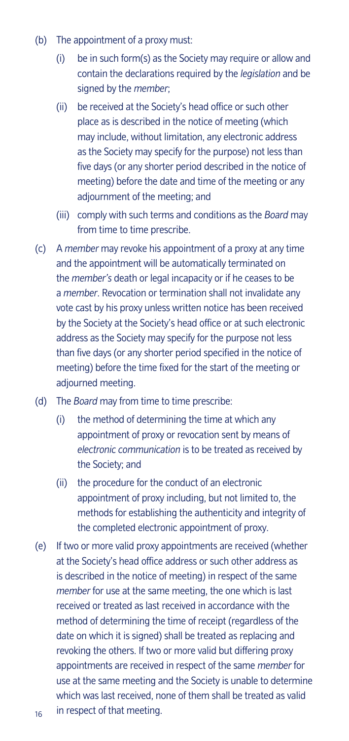(b) The appointment of a proxy must:

   (i) be in such form(s) as the Society may require or allow and contain the declarations required by the *legislation* and be signed by the *member*;

   (ii) be received at the Society's head office or such other place as is described in the notice of meeting (which may include, without limitation, any electronic address as the Society may specify for the purpose) not less than five days (or any shorter period described in the notice of meeting) before the date and time of the meeting or any adjournment of the meeting; and

   (iii) comply with such terms and conditions as the *Board* may from time to time prescribe.

(c) A *member* may revoke his appointment of a proxy at any time and the appointment will be automatically terminated on the *member's* death or legal incapacity or if he ceases to be a *member*. Revocation or termination shall not invalidate any vote cast by his proxy unless written notice has been received by the Society at the Society's head office or at such electronic address as the Society may specify for the purpose not less than five days (or any shorter period specified in the notice of meeting) before the time fixed for the start of the meeting or adjourned meeting.

(d) The *Board* may from time to time prescribe:

   (i) the method of determining the time at which any appointment of proxy or revocation sent by means of *electronic communication* is to be treated as received by the Society; and

   (ii) the procedure for the conduct of an electronic appointment of proxy including, but not limited to, the methods for establishing the authenticity and integrity of the completed electronic appointment of proxy.

(e) If two or more valid proxy appointments are received (whether at the Society's head office address or such other address as is described in the notice of meeting) in respect of the same *member* for use at the same meeting, the one which is last received or treated as last received in accordance with the method of determining the time of receipt (regardless of the date on which it is signed) shall be treated as replacing and revoking the others. If two or more valid but differing proxy appointments are received in respect of the same *member* for use at the same meeting and the Society is unable to determine which was last received, none of them shall be treated as valid in respect of that meeting.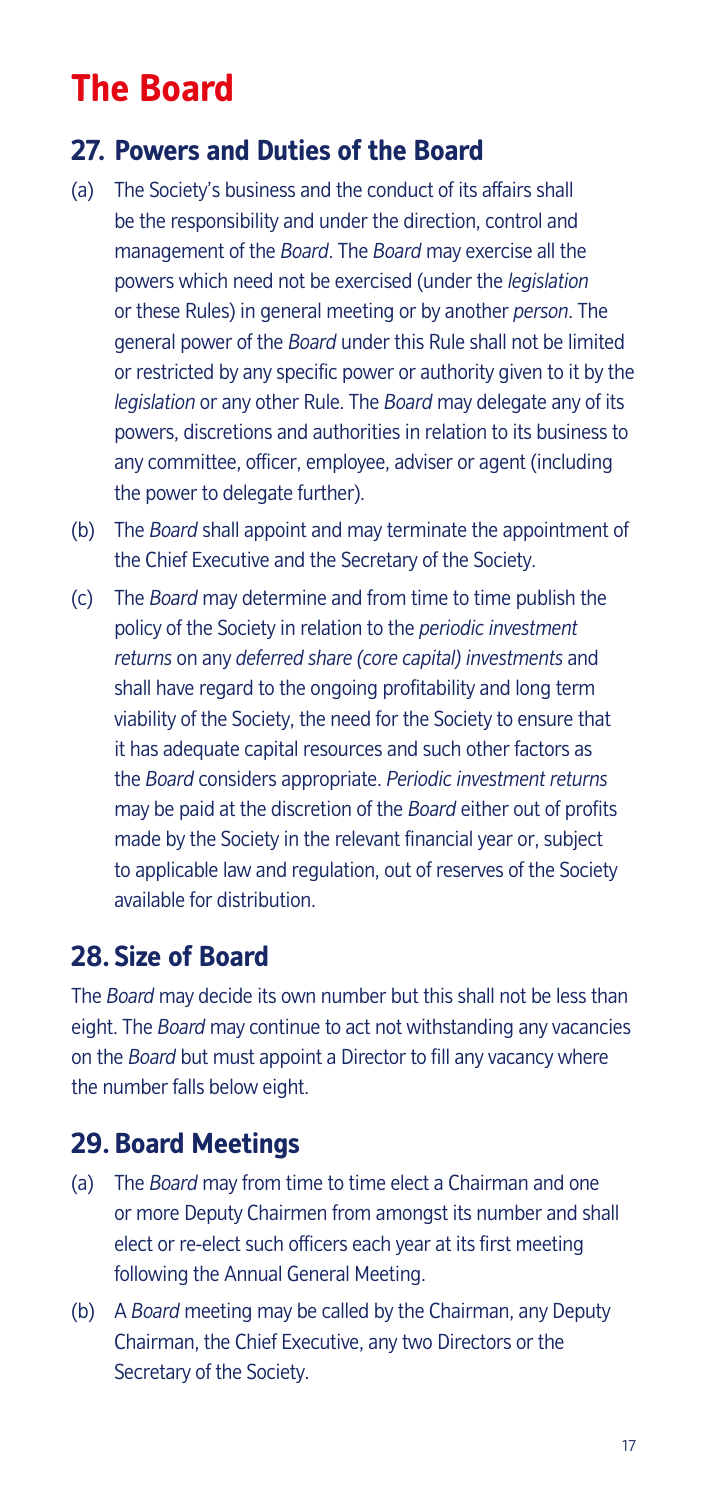# The Board

## 27. Powers and Duties of the Board

(a) The Society's business and the conduct of its affairs shall be the responsibility and under the direction, control and management of the *Board*. The *Board* may exercise all the powers which need not be exercised (under the *legislation* or these Rules) in general meeting or by another *person*. The general power of the *Board* under this Rule shall not be limited or restricted by any specific power or authority given to it by the *legislation* or any other Rule. The *Board* may delegate any of its powers, discretions and authorities in relation to its business to any committee, officer, employee, adviser or agent (including the power to delegate further).

(b) The *Board* shall appoint and may terminate the appointment of the Chief Executive and the Secretary of the Society.

(c) The *Board* may determine and from time to time publish the policy of the Society in relation to the *periodic investment returns* on any *deferred share (core capital) investments* and shall have regard to the ongoing profitability and long term viability of the Society, the need for the Society to ensure that it has adequate capital resources and such other factors as the *Board* considers appropriate. *Periodic investment returns* may be paid at the discretion of the *Board* either out of profits made by the Society in the relevant financial year or, subject to applicable law and regulation, out of reserves of the Society available for distribution.

## 28. Size of Board

The *Board* may decide its own number but this shall not be less than eight. The *Board* may continue to act not withstanding any vacancies on the *Board* but must appoint a Director to fill any vacancy where the number falls below eight.

## 29. Board Meetings

(a) The *Board* may from time to time elect a Chairman and one or more Deputy Chairmen from amongst its number and shall elect or re-elect such officers each year at its first meeting following the Annual General Meeting.

(b) A *Board* meeting may be called by the Chairman, any Deputy Chairman, the Chief Executive, any two Directors or the Secretary of the Society.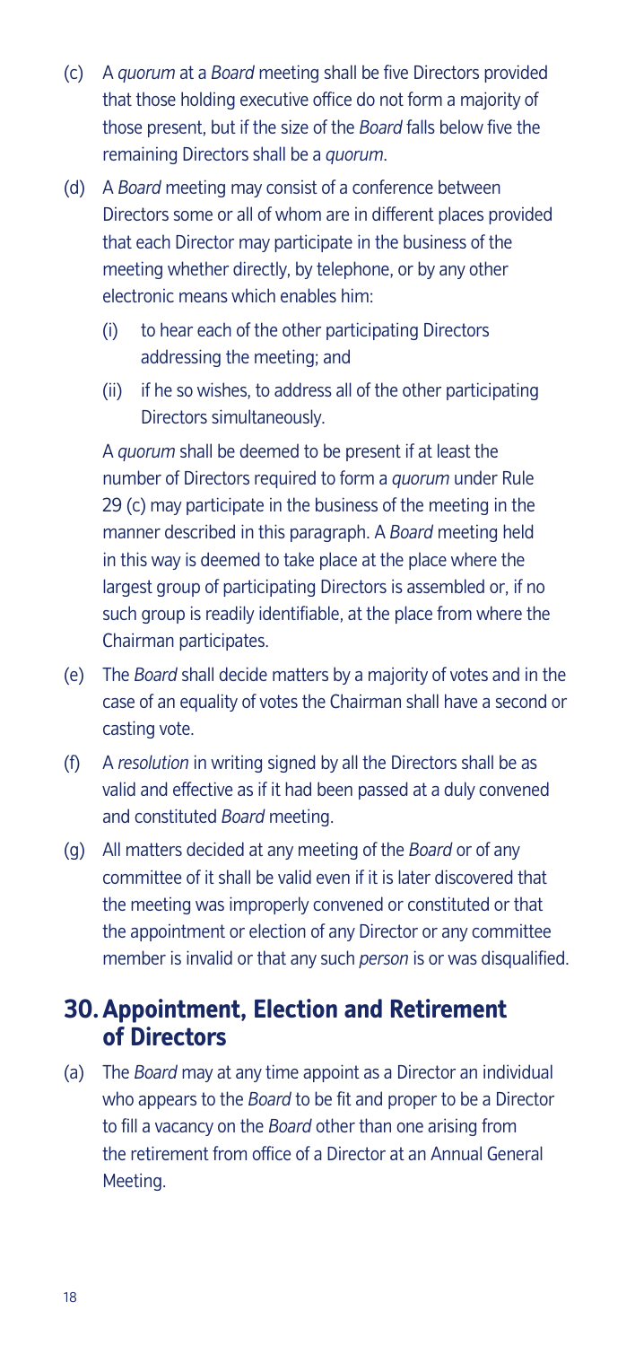(c) A *quorum* at a *Board* meeting shall be five Directors provided that those holding executive office do not form a majority of those present, but if the size of the *Board* falls below five the remaining Directors shall be a *quorum*.

(d) A *Board* meeting may consist of a conference between Directors some or all of whom are in different places provided that each Director may participate in the business of the meeting whether directly, by telephone, or by any other electronic means which enables him:

   (i) to hear each of the other participating Directors addressing the meeting; and

   (ii) if he so wishes, to address all of the other participating Directors simultaneously.

   A *quorum* shall be deemed to be present if at least the number of Directors required to form a *quorum* under Rule 29 (c) may participate in the business of the meeting in the manner described in this paragraph. A *Board* meeting held in this way is deemed to take place at the place where the largest group of participating Directors is assembled or, if no such group is readily identifiable, at the place from where the Chairman participates.

(e) The *Board* shall decide matters by a majority of votes and in the case of an equality of votes the Chairman shall have a second or casting vote.

(f) A *resolution* in writing signed by all the Directors shall be as valid and effective as if it had been passed at a duly convened and constituted *Board* meeting.

(g) All matters decided at any meeting of the *Board* or of any committee of it shall be valid even if it is later discovered that the meeting was improperly convened or constituted or that the appointment or election of any Director or any committee member is invalid or that any such *person* is or was disqualified.

## 30. Appointment, Election and Retirement of Directors

(a) The *Board* may at any time appoint as a Director an individual who appears to the *Board* to be fit and proper to be a Director to fill a vacancy on the *Board* other than one arising from the retirement from office of a Director at an Annual General Meeting.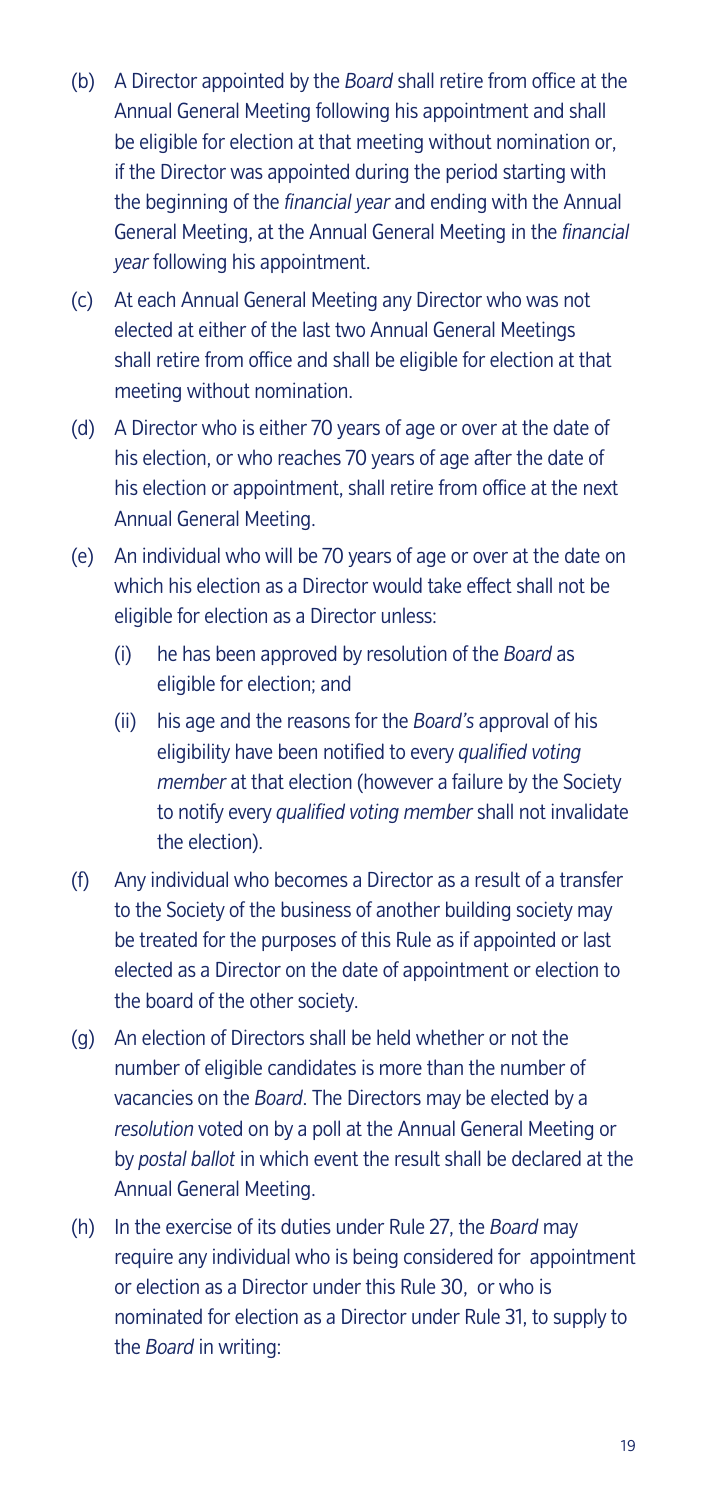(b) A Director appointed by the *Board* shall retire from office at the Annual General Meeting following his appointment and shall be eligible for election at that meeting without nomination or, if the Director was appointed during the period starting with the beginning of the *financial year* and ending with the Annual General Meeting, at the Annual General Meeting in the *financial year* following his appointment.

(c) At each Annual General Meeting any Director who was not elected at either of the last two Annual General Meetings shall retire from office and shall be eligible for election at that meeting without nomination.

(d) A Director who is either 70 years of age or over at the date of his election, or who reaches 70 years of age after the date of his election or appointment, shall retire from office at the next Annual General Meeting.

(e) An individual who will be 70 years of age or over at the date on which his election as a Director would take effect shall not be eligible for election as a Director unless:

   (i) he has been approved by resolution of the *Board* as eligible for election; and

   (ii) his age and the reasons for the *Board's* approval of his eligibility have been notified to every *qualified voting member* at that election (however a failure by the Society to notify every *qualified voting member* shall not invalidate the election).

(f) Any individual who becomes a Director as a result of a transfer to the Society of the business of another building society may be treated for the purposes of this Rule as if appointed or last elected as a Director on the date of appointment or election to the board of the other society.

(g) An election of Directors shall be held whether or not the number of eligible candidates is more than the number of vacancies on the *Board*. The Directors may be elected by a *resolution* voted on by a poll at the Annual General Meeting or by *postal ballot* in which event the result shall be declared at the Annual General Meeting.

(h) In the exercise of its duties under Rule 27, the *Board* may require any individual who is being considered for appointment or election as a Director under this Rule 30, or who is nominated for election as a Director under Rule 31, to supply to the *Board* in writing: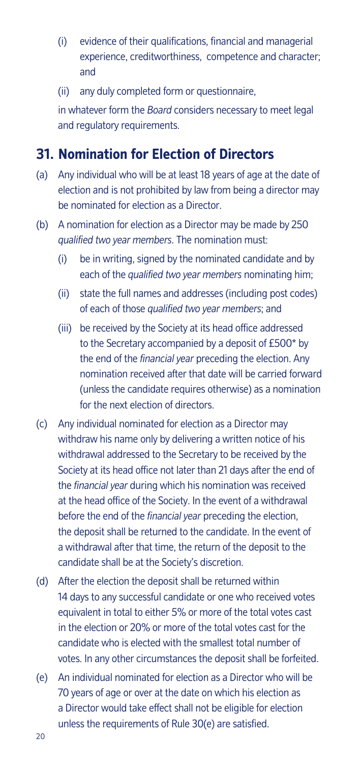(i) evidence of their qualifications, financial and managerial experience, creditworthiness, competence and character; and

(ii) any duly completed form or questionnaire,

in whatever form the *Board* considers necessary to meet legal and regulatory requirements.

## 31. Nomination for Election of Directors

(a) Any individual who will be at least 18 years of age at the date of election and is not prohibited by law from being a director may be nominated for election as a Director.

(b) A nomination for election as a Director may be made by 250 *qualified two year members*. The nomination must:

   (i) be in writing, signed by the nominated candidate and by each of the *qualified two year members* nominating him;

   (ii) state the full names and addresses (including post codes) of each of those *qualified two year members*; and

   (iii) be received by the Society at its head office addressed to the Secretary accompanied by a deposit of £500* by the end of the *financial year* preceding the election. Any nomination received after that date will be carried forward (unless the candidate requires otherwise) as a nomination for the next election of directors.

(c) Any individual nominated for election as a Director may withdraw his name only by delivering a written notice of his withdrawal addressed to the Secretary to be received by the Society at its head office not later than 21 days after the end of the *financial year* during which his nomination was received at the head office of the Society. In the event of a withdrawal before the end of the *financial year* preceding the election, the deposit shall be returned to the candidate. In the event of a withdrawal after that time, the return of the deposit to the candidate shall be at the Society's discretion.

(d) After the election the deposit shall be returned within 14 days to any successful candidate or one who received votes equivalent in total to either 5% or more of the total votes cast in the election or 20% or more of the total votes cast for the candidate who is elected with the smallest total number of votes. In any other circumstances the deposit shall be forfeited.

(e) An individual nominated for election as a Director who will be 70 years of age or over at the date on which his election as a Director would take effect shall not be eligible for election unless the requirements of Rule 30(e) are satisfied.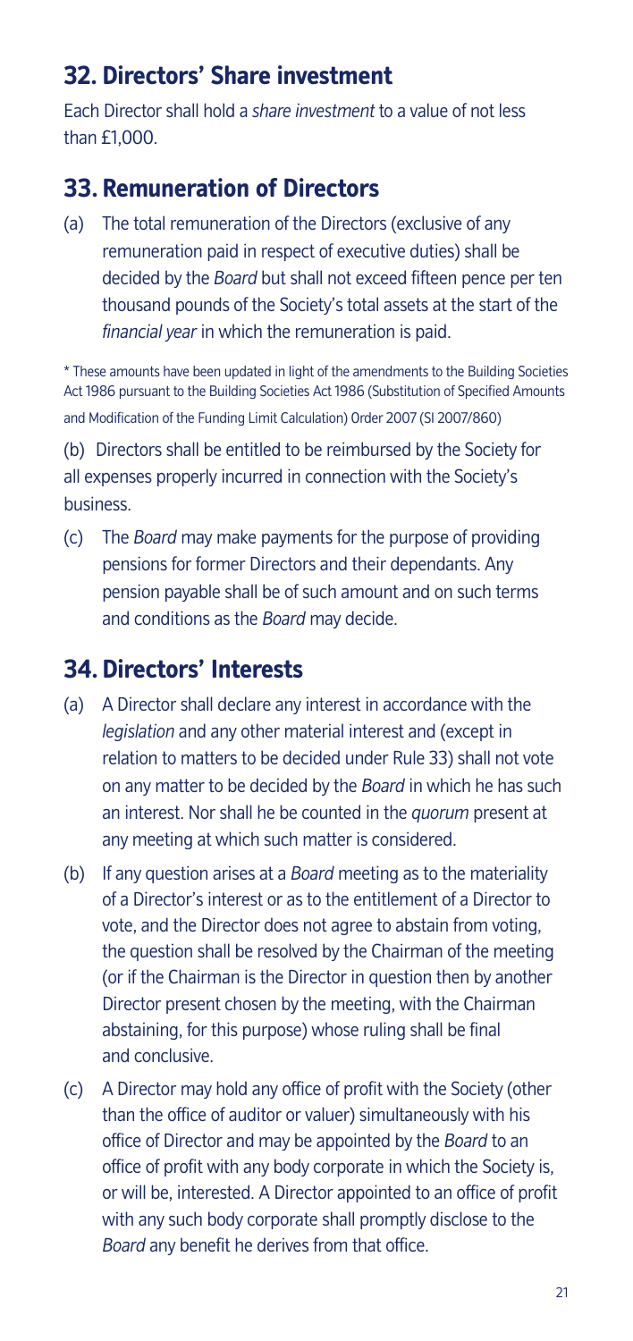## 32. Directors' Share investment

Each Director shall hold a *share investment* to a value of not less than £1,000.

## 33. Remuneration of Directors

(a) The total remuneration of the Directors (exclusive of any remuneration paid in respect of executive duties) shall be decided by the *Board* but shall not exceed fifteen pence per ten thousand pounds of the Society's total assets at the start of the *financial year* in which the remuneration is paid.

\* These amounts have been updated in light of the amendments to the Building Societies Act 1986 pursuant to the Building Societies Act 1986 (Substitution of Specified Amounts and Modification of the Funding Limit Calculation) Order 2007 (SI 2007/860)

(b) Directors shall be entitled to be reimbursed by the Society for all expenses properly incurred in connection with the Society's business.

(c) The *Board* may make payments for the purpose of providing pensions for former Directors and their dependants. Any pension payable shall be of such amount and on such terms and conditions as the *Board* may decide.

## 34. Directors' Interests

(a) A Director shall declare any interest in accordance with the *legislation* and any other material interest and (except in relation to matters to be decided under Rule 33) shall not vote on any matter to be decided by the *Board* in which he has such an interest. Nor shall he be counted in the *quorum* present at any meeting at which such matter is considered.

(b) If any question arises at a *Board* meeting as to the materiality of a Director's interest or as to the entitlement of a Director to vote, and the Director does not agree to abstain from voting, the question shall be resolved by the Chairman of the meeting (or if the Chairman is the Director in question then by another Director present chosen by the meeting, with the Chairman abstaining, for this purpose) whose ruling shall be final and conclusive.

(c) A Director may hold any office of profit with the Society (other than the office of auditor or valuer) simultaneously with his office of Director and may be appointed by the *Board* to an office of profit with any body corporate in which the Society is, or will be, interested. A Director appointed to an office of profit with any such body corporate shall promptly disclose to the *Board* any benefit he derives from that office.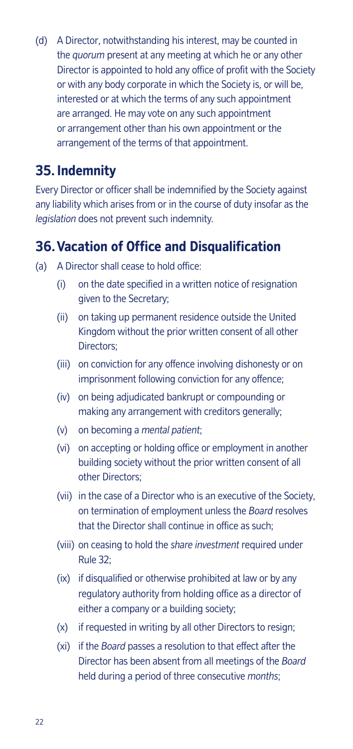(d) A Director, notwithstanding his interest, may be counted in the *quorum* present at any meeting at which he or any other Director is appointed to hold any office of profit with the Society or with any body corporate in which the Society is, or will be, interested or at which the terms of any such appointment are arranged. He may vote on any such appointment or arrangement other than his own appointment or the arrangement of the terms of that appointment.

## 35. Indemnity

Every Director or officer shall be indemnified by the Society against any liability which arises from or in the course of duty insofar as the *legislation* does not prevent such indemnity.

## 36. Vacation of Office and Disqualification

(a) A Director shall cease to hold office:

  (i) on the date specified in a written notice of resignation given to the Secretary;

  (ii) on taking up permanent residence outside the United Kingdom without the prior written consent of all other Directors;

  (iii) on conviction for any offence involving dishonesty or on imprisonment following conviction for any offence;

  (iv) on being adjudicated bankrupt or compounding or making any arrangement with creditors generally;

  (v) on becoming a *mental patient*;

  (vi) on accepting or holding office or employment in another building society without the prior written consent of all other Directors;

  (vii) in the case of a Director who is an executive of the Society, on termination of employment unless the *Board* resolves that the Director shall continue in office as such;

  (viii) on ceasing to hold the *share investment* required under Rule 32;

  (ix) if disqualified or otherwise prohibited at law or by any regulatory authority from holding office as a director of either a company or a building society;

  (x) if requested in writing by all other Directors to resign;

  (xi) if the *Board* passes a resolution to that effect after the Director has been absent from all meetings of the *Board* held during a period of three consecutive *months*;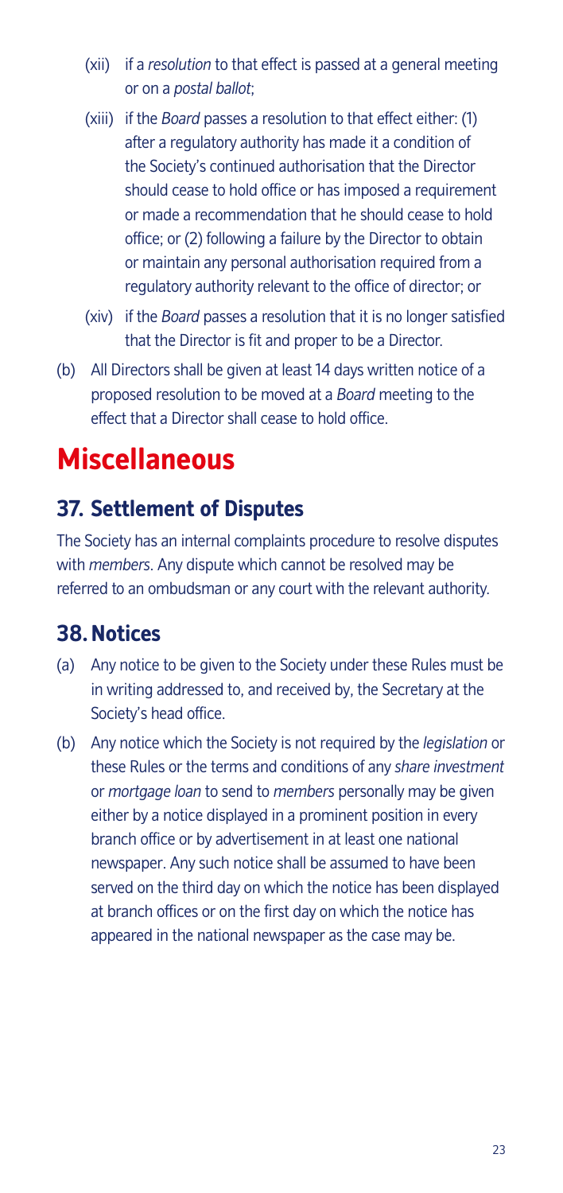(xii) if a *resolution* to that effect is passed at a general meeting or on a *postal ballot*;

(xiii) if the *Board* passes a resolution to that effect either: (1) after a regulatory authority has made it a condition of the Society's continued authorisation that the Director should cease to hold office or has imposed a requirement or made a recommendation that he should cease to hold office; or (2) following a failure by the Director to obtain or maintain any personal authorisation required from a regulatory authority relevant to the office of director; or

(xiv) if the *Board* passes a resolution that it is no longer satisfied that the Director is fit and proper to be a Director.

(b) All Directors shall be given at least 14 days written notice of a proposed resolution to be moved at a *Board* meeting to the effect that a Director shall cease to hold office.

# Miscellaneous

## 37. Settlement of Disputes

The Society has an internal complaints procedure to resolve disputes with *members*. Any dispute which cannot be resolved may be referred to an ombudsman or any court with the relevant authority.

## 38. Notices

(a) Any notice to be given to the Society under these Rules must be in writing addressed to, and received by, the Secretary at the Society's head office.

(b) Any notice which the Society is not required by the *legislation* or these Rules or the terms and conditions of any *share investment* or *mortgage loan* to send to *members* personally may be given either by a notice displayed in a prominent position in every branch office or by advertisement in at least one national newspaper. Any such notice shall be assumed to have been served on the third day on which the notice has been displayed at branch offices or on the first day on which the notice has appeared in the national newspaper as the case may be.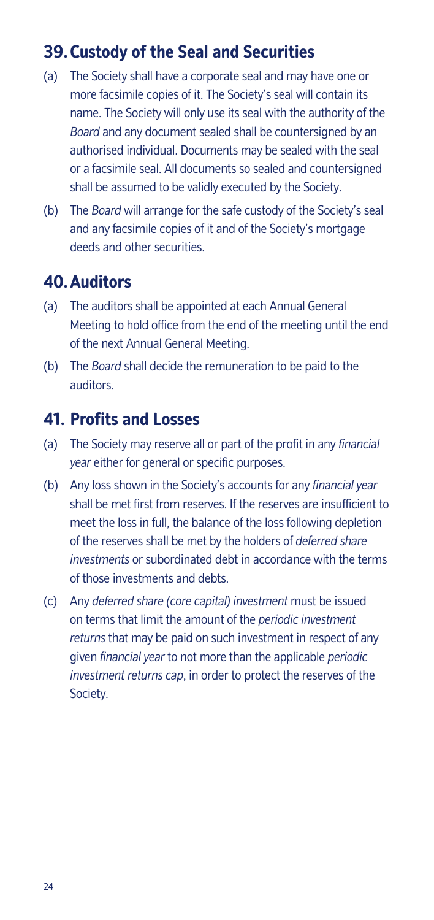## 39. Custody of the Seal and Securities

(a) The Society shall have a corporate seal and may have one or more facsimile copies of it. The Society's seal will contain its name. The Society will only use its seal with the authority of the *Board* and any document sealed shall be countersigned by an authorised individual. Documents may be sealed with the seal or a facsimile seal. All documents so sealed and countersigned shall be assumed to be validly executed by the Society.

(b) The *Board* will arrange for the safe custody of the Society's seal and any facsimile copies of it and of the Society's mortgage deeds and other securities.

## 40. Auditors

(a) The auditors shall be appointed at each Annual General Meeting to hold office from the end of the meeting until the end of the next Annual General Meeting.

(b) The *Board* shall decide the remuneration to be paid to the auditors.

## 41. Profits and Losses

(a) The Society may reserve all or part of the profit in any *financial year* either for general or specific purposes.

(b) Any loss shown in the Society's accounts for any *financial year* shall be met first from reserves. If the reserves are insufficient to meet the loss in full, the balance of the loss following depletion of the reserves shall be met by the holders of *deferred share investments* or subordinated debt in accordance with the terms of those investments and debts.

(c) Any *deferred share (core capital) investment* must be issued on terms that limit the amount of the *periodic investment returns* that may be paid on such investment in respect of any given *financial year* to not more than the applicable *periodic investment returns cap*, in order to protect the reserves of the Society.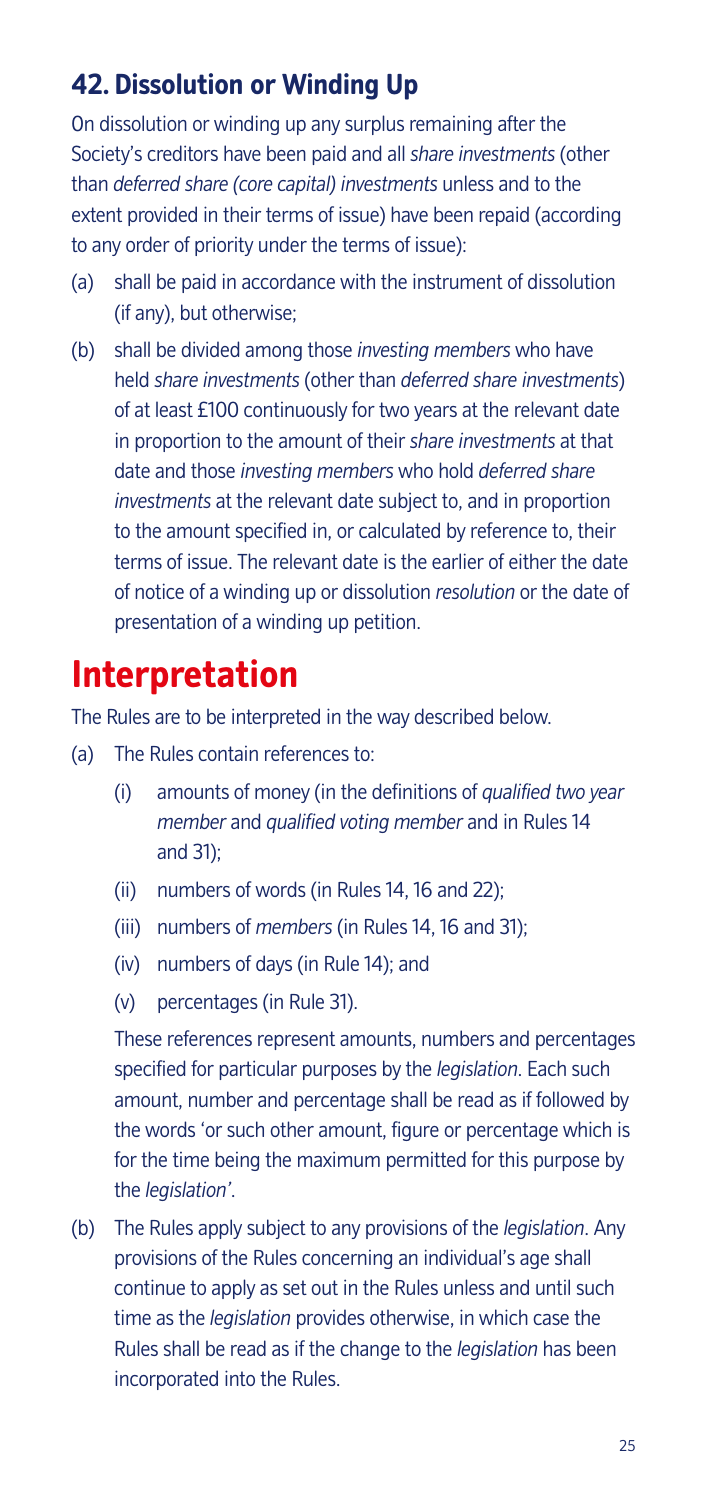## 42. Dissolution or Winding Up

On dissolution or winding up any surplus remaining after the Society's creditors have been paid and all *share investments* (other than *deferred share (core capital) investments* unless and to the extent provided in their terms of issue) have been repaid (according to any order of priority under the terms of issue):

(a) shall be paid in accordance with the instrument of dissolution (if any), but otherwise;

(b) shall be divided among those *investing members* who have held *share investments* (other than *deferred share investments*) of at least £100 continuously for two years at the relevant date in proportion to the amount of their *share investments* at that date and those *investing members* who hold *deferred share investments* at the relevant date subject to, and in proportion to the amount specified in, or calculated by reference to, their terms of issue. The relevant date is the earlier of either the date of notice of a winding up or dissolution *resolution* or the date of presentation of a winding up petition.

# Interpretation

The Rules are to be interpreted in the way described below.

(a) The Rules contain references to:

  (i) amounts of money (in the definitions of *qualified two year member* and *qualified voting member* and in Rules 14 and 31);

  (ii) numbers of words (in Rules 14, 16 and 22);

  (iii) numbers of *members* (in Rules 14, 16 and 31);

  (iv) numbers of days (in Rule 14); and

  (v) percentages (in Rule 31).

  These references represent amounts, numbers and percentages specified for particular purposes by the *legislation*. Each such amount, number and percentage shall be read as if followed by the words 'or such other amount, figure or percentage which is for the time being the maximum permitted for this purpose by the *legislation*'.

(b) The Rules apply subject to any provisions of the *legislation*. Any provisions of the Rules concerning an individual's age shall continue to apply as set out in the Rules unless and until such time as the *legislation* provides otherwise, in which case the Rules shall be read as if the change to the *legislation* has been incorporated into the Rules.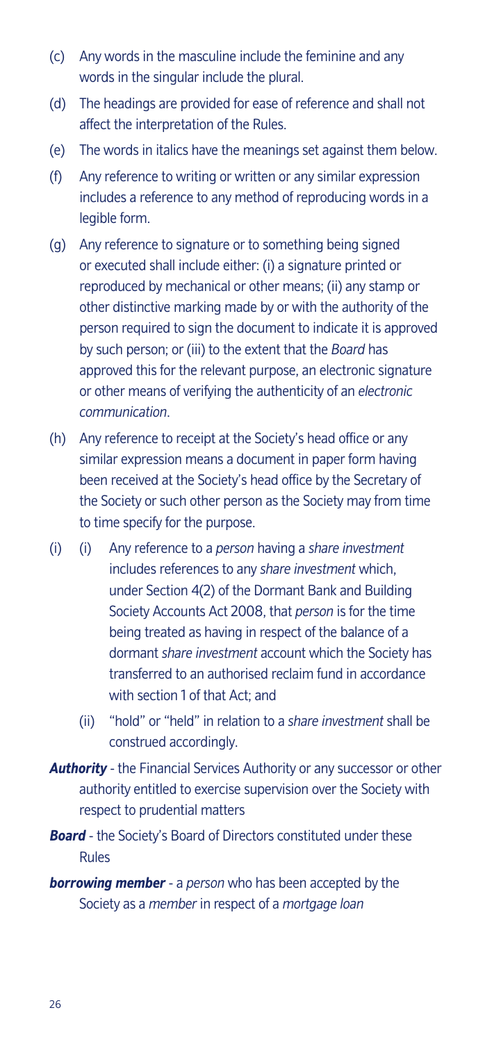(c) Any words in the masculine include the feminine and any words in the singular include the plural.

(d) The headings are provided for ease of reference and shall not affect the interpretation of the Rules.

(e) The words in italics have the meanings set against them below.

(f) Any reference to writing or written or any similar expression includes a reference to any method of reproducing words in a legible form.

(g) Any reference to signature or to something being signed or executed shall include either: (i) a signature printed or reproduced by mechanical or other means; (ii) any stamp or other distinctive marking made by or with the authority of the person required to sign the document to indicate it is approved by such person; or (iii) to the extent that the *Board* has approved this for the relevant purpose, an electronic signature or other means of verifying the authenticity of an *electronic communication*.

(h) Any reference to receipt at the Society's head office or any similar expression means a document in paper form having been received at the Society's head office by the Secretary of the Society or such other person as the Society may from time to time specify for the purpose.

(i) (i) Any reference to a *person* having a *share investment* includes references to any *share investment* which, under Section 4(2) of the Dormant Bank and Building Society Accounts Act 2008, that *person* is for the time being treated as having in respect of the balance of a dormant *share investment* account which the Society has transferred to an authorised reclaim fund in accordance with section 1 of that Act; and

(ii) "hold" or "held" in relation to a *share investment* shall be construed accordingly.

***Authority*** - the Financial Services Authority or any successor or other authority entitled to exercise supervision over the Society with respect to prudential matters

***Board*** - the Society's Board of Directors constituted under these Rules

***borrowing member*** - a *person* who has been accepted by the Society as a *member* in respect of a *mortgage loan*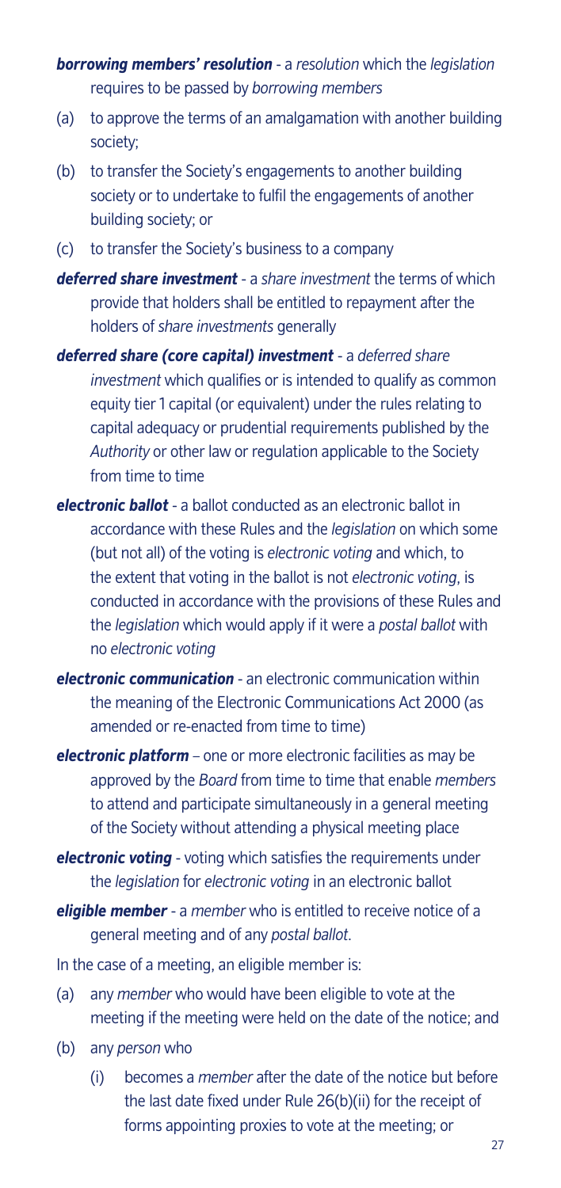***borrowing members' resolution*** - a *resolution* which the *legislation* requires to be passed by *borrowing members*

(a) to approve the terms of an amalgamation with another building society;

(b) to transfer the Society's engagements to another building society or to undertake to fulfil the engagements of another building society; or

(c) to transfer the Society's business to a company

***deferred share investment*** - a *share investment* the terms of which provide that holders shall be entitled to repayment after the holders of *share investments* generally

***deferred share (core capital) investment*** - a *deferred share investment* which qualifies or is intended to qualify as common equity tier 1 capital (or equivalent) under the rules relating to capital adequacy or prudential requirements published by the *Authority* or other law or regulation applicable to the Society from time to time

***electronic ballot*** - a ballot conducted as an electronic ballot in accordance with these Rules and the *legislation* on which some (but not all) of the voting is *electronic voting* and which, to the extent that voting in the ballot is not *electronic voting*, is conducted in accordance with the provisions of these Rules and the *legislation* which would apply if it were a *postal ballot* with no *electronic voting*

***electronic communication*** - an electronic communication within the meaning of the Electronic Communications Act 2000 (as amended or re-enacted from time to time)

***electronic platform*** – one or more electronic facilities as may be approved by the *Board* from time to time that enable *members* to attend and participate simultaneously in a general meeting of the Society without attending a physical meeting place

***electronic voting*** - voting which satisfies the requirements under the *legislation* for *electronic voting* in an electronic ballot

***eligible member*** - a *member* who is entitled to receive notice of a general meeting and of any *postal ballot*.

In the case of a meeting, an eligible member is:

(a) any *member* who would have been eligible to vote at the meeting if the meeting were held on the date of the notice; and

(b) any *person* who

   (i) becomes a *member* after the date of the notice but before the last date fixed under Rule 26(b)(ii) for the receipt of forms appointing proxies to vote at the meeting; or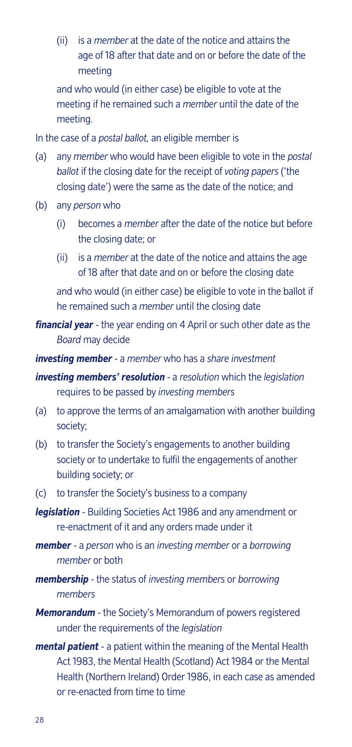(ii) is a *member* at the date of the notice and attains the age of 18 after that date and on or before the date of the meeting

and who would (in either case) be eligible to vote at the meeting if he remained such a *member* until the date of the meeting.

In the case of a *postal ballot,* an eligible member is

(a) any *member* who would have been eligible to vote in the *postal ballot* if the closing date for the receipt of *voting papers* ('the closing date') were the same as the date of the notice; and

(b) any *person* who

(i) becomes a *member* after the date of the notice but before the closing date; or

(ii) is a *member* at the date of the notice and attains the age of 18 after that date and on or before the closing date

and who would (in either case) be eligible to vote in the ballot if he remained such a *member* until the closing date

***financial year*** - the year ending on 4 April or such other date as the *Board* may decide

***investing member*** - a *member* who has a *share investment*

***investing members' resolution*** - a *resolution* which the *legislation* requires to be passed by *investing members*

(a) to approve the terms of an amalgamation with another building society;

(b) to transfer the Society's engagements to another building society or to undertake to fulfil the engagements of another building society; or

(c) to transfer the Society's business to a company

***legislation*** - Building Societies Act 1986 and any amendment or re-enactment of it and any orders made under it

***member*** - a *person* who is an *investing member* or a *borrowing member* or both

***membership*** - the status of *investing members* or *borrowing members*

***Memorandum*** - the Society's Memorandum of powers registered under the requirements of the *legislation*

***mental patient*** - a patient within the meaning of the Mental Health Act 1983, the Mental Health (Scotland) Act 1984 or the Mental Health (Northern Ireland) Order 1986, in each case as amended or re-enacted from time to time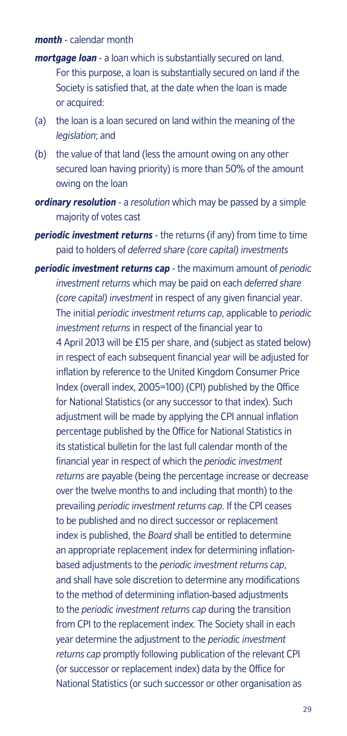***month*** - calendar month

***mortgage loan*** - a loan which is substantially secured on land. For this purpose, a loan is substantially secured on land if the Society is satisfied that, at the date when the loan is made or acquired:

(a) the loan is a loan secured on land within the meaning of the *legislation*; and

(b) the value of that land (less the amount owing on any other secured loan having priority) is more than 50% of the amount owing on the loan

***ordinary resolution*** - a *resolution* which may be passed by a simple majority of votes cast

***periodic investment returns*** - the returns (if any) from time to time paid to holders of *deferred share (core capital) investments*

***periodic investment returns cap*** - the maximum amount of *periodic investment returns* which may be paid on each *deferred share (core capital) investment* in respect of any given financial year. The initial *periodic investment returns cap*, applicable to *periodic investment returns* in respect of the financial year to 4 April 2013 will be £15 per share, and (subject as stated below) in respect of each subsequent financial year will be adjusted for inflation by reference to the United Kingdom Consumer Price Index (overall index, 2005=100) (CPI) published by the Office for National Statistics (or any successor to that index). Such adjustment will be made by applying the CPI annual inflation percentage published by the Office for National Statistics in its statistical bulletin for the last full calendar month of the financial year in respect of which the *periodic investment returns* are payable (being the percentage increase or decrease over the twelve months to and including that month) to the prevailing *periodic investment returns cap*. If the CPI ceases to be published and no direct successor or replacement index is published, the *Board* shall be entitled to determine an appropriate replacement index for determining inflation-based adjustments to the *periodic investment returns cap*, and shall have sole discretion to determine any modifications to the method of determining inflation-based adjustments to the *periodic investment returns cap* during the transition from CPI to the replacement index. The Society shall in each year determine the adjustment to the *periodic investment returns cap* promptly following publication of the relevant CPI (or successor or replacement index) data by the Office for National Statistics (or such successor or other organisation as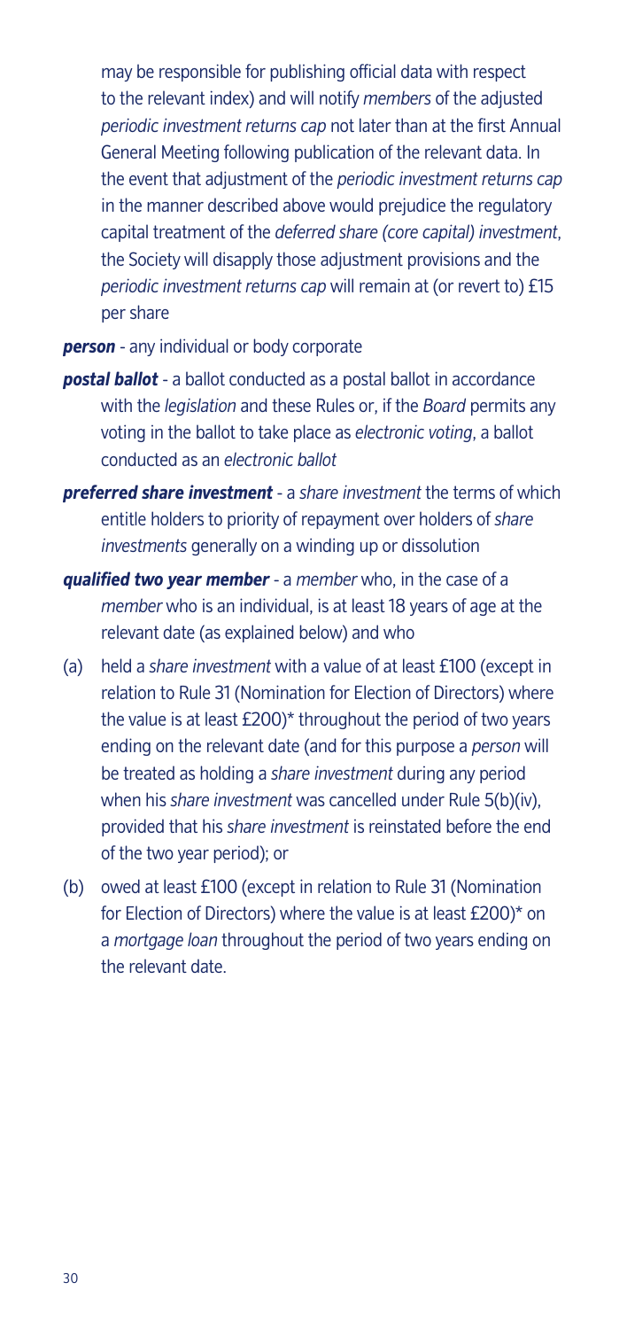may be responsible for publishing official data with respect to the relevant index) and will notify *members* of the adjusted *periodic investment returns cap* not later than at the first Annual General Meeting following publication of the relevant data. In the event that adjustment of the *periodic investment returns cap* in the manner described above would prejudice the regulatory capital treatment of the *deferred share (core capital) investment*, the Society will disapply those adjustment provisions and the *periodic investment returns cap* will remain at (or revert to) £15 per share

***person*** - any individual or body corporate

***postal ballot*** - a ballot conducted as a postal ballot in accordance with the *legislation* and these Rules or, if the *Board* permits any voting in the ballot to take place as *electronic voting*, a ballot conducted as an *electronic ballot*

***preferred share investment*** - a *share investment* the terms of which entitle holders to priority of repayment over holders of *share investments* generally on a winding up or dissolution

***qualified two year member*** - a *member* who, in the case of a *member* who is an individual, is at least 18 years of age at the relevant date (as explained below) and who

(a) held a *share investment* with a value of at least £100 (except in relation to Rule 31 (Nomination for Election of Directors) where the value is at least £200)* throughout the period of two years ending on the relevant date (and for this purpose a *person* will be treated as holding a *share investment* during any period when his *share investment* was cancelled under Rule 5(b)(iv), provided that his *share investment* is reinstated before the end of the two year period); or

(b) owed at least £100 (except in relation to Rule 31 (Nomination for Election of Directors) where the value is at least £200)* on a *mortgage loan* throughout the period of two years ending on the relevant date.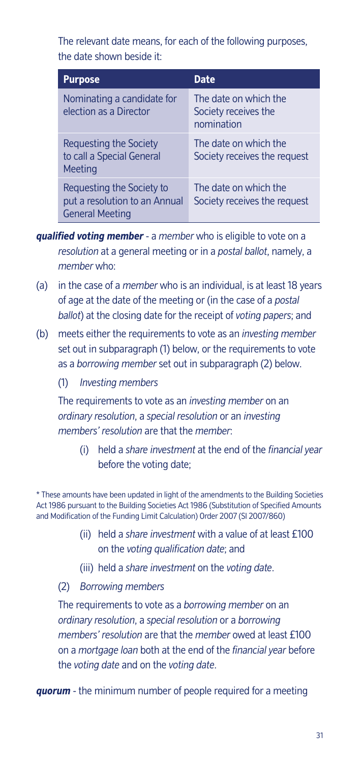The relevant date means, for each of the following purposes, the date shown beside it:

| Purpose | Date |
| --- | --- |
| Nominating a candidate for election as a Director | The date on which the Society receives the nomination |
| Requesting the Society to call a Special General Meeting | The date on which the Society receives the request |
| Requesting the Society to put a resolution to an Annual General Meeting | The date on which the Society receives the request |

***qualified voting member*** - a *member* who is eligible to vote on a *resolution* at a general meeting or in a *postal ballot*, namely, a *member* who:

(a) in the case of a *member* who is an individual, is at least 18 years of age at the date of the meeting or (in the case of a *postal ballot*) at the closing date for the receipt of *voting papers*; and

(b) meets either the requirements to vote as an *investing member* set out in subparagraph (1) below, or the requirements to vote as a *borrowing member* set out in subparagraph (2) below.

(1) *Investing members*

The requirements to vote as an *investing member* on an *ordinary resolution*, a *special resolution* or an *investing members' resolution* are that the *member*:

(i) held a *share investment* at the end of the *financial year* before the voting date;

(ii) held a *share investment* with a value of at least £100 on the *voting qualification date*; and

(iii) held a *share investment* on the *voting date*.

(2) *Borrowing members*

The requirements to vote as a *borrowing member* on an *ordinary resolution*, a *special resolution* or a *borrowing members' resolution* are that the *member* owed at least £100 on a *mortgage loan* both at the end of the *financial year* before the *voting date* and on the *voting date*.

***quorum*** - the minimum number of people required for a meeting

\* These amounts have been updated in light of the amendments to the Building Societies Act 1986 pursuant to the Building Societies Act 1986 (Substitution of Specified Amounts and Modification of the Funding Limit Calculation) Order 2007 (SI 2007/860)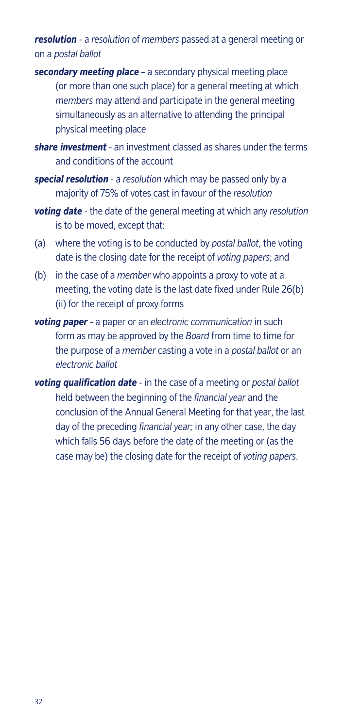***resolution*** - a *resolution* of *members* passed at a general meeting or on a *postal ballot*

***secondary meeting place*** – a secondary physical meeting place (or more than one such place) for a general meeting at which *members* may attend and participate in the general meeting simultaneously as an alternative to attending the principal physical meeting place

***share investment*** - an investment classed as shares under the terms and conditions of the account

***special resolution*** - a *resolution* which may be passed only by a majority of 75% of votes cast in favour of the *resolution*

***voting date*** - the date of the general meeting at which any *resolution* is to be moved, except that:

(a) where the voting is to be conducted by *postal ballot*, the voting date is the closing date for the receipt of *voting papers*; and

(b) in the case of a *member* who appoints a proxy to vote at a meeting, the voting date is the last date fixed under Rule 26(b)(ii) for the receipt of proxy forms

***voting paper*** - a paper or an *electronic communication* in such form as may be approved by the *Board* from time to time for the purpose of a *member* casting a vote in a *postal ballot* or an *electronic ballot*

***voting qualification date*** - in the case of a meeting or *postal ballot* held between the beginning of the *financial year* and the conclusion of the Annual General Meeting for that year, the last day of the preceding *financial year;* in any other case, the day which falls 56 days before the date of the meeting or (as the case may be) the closing date for the receipt of *voting papers*.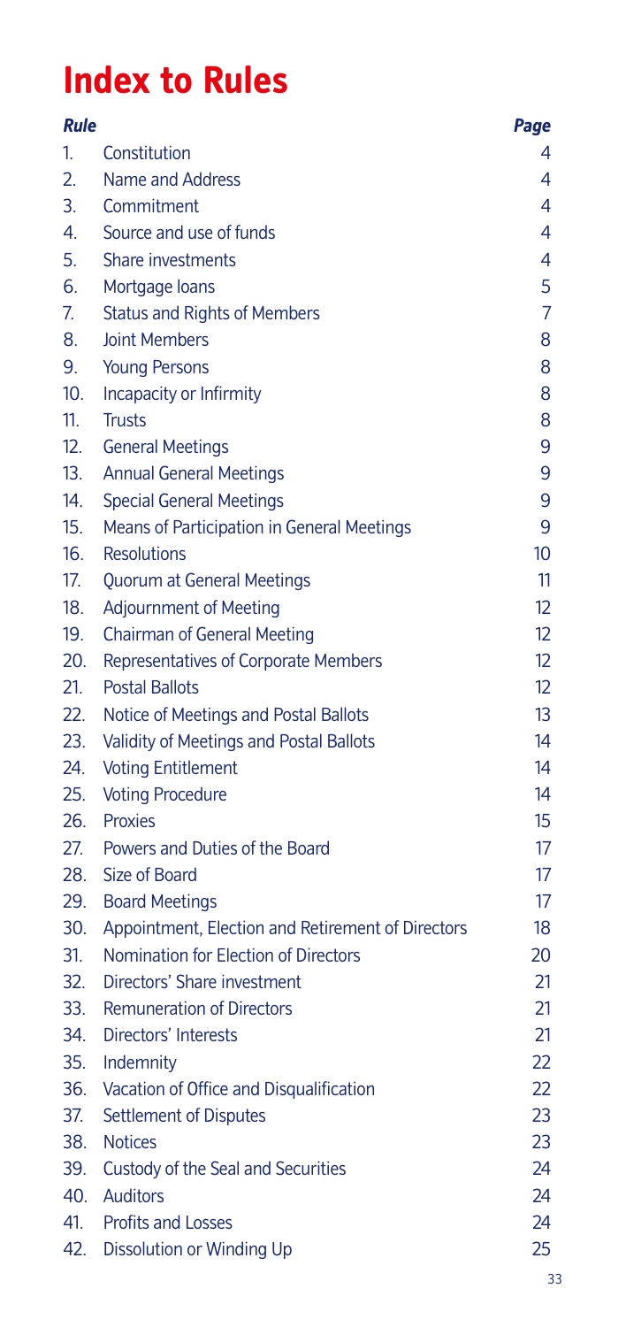# Index to Rules

| *Rule* | | *Page* |
|---|---|---|
| 1. | Constitution | 4 |
| 2. | Name and Address | 4 |
| 3. | Commitment | 4 |
| 4. | Source and use of funds | 4 |
| 5. | Share investments | 4 |
| 6. | Mortgage loans | 5 |
| 7. | Status and Rights of Members | 7 |
| 8. | Joint Members | 8 |
| 9. | Young Persons | 8 |
| 10. | Incapacity or Infirmity | 8 |
| 11. | Trusts | 8 |
| 12. | General Meetings | 9 |
| 13. | Annual General Meetings | 9 |
| 14. | Special General Meetings | 9 |
| 15. | Means of Participation in General Meetings | 9 |
| 16. | Resolutions | 10 |
| 17. | Quorum at General Meetings | 11 |
| 18. | Adjournment of Meeting | 12 |
| 19. | Chairman of General Meeting | 12 |
| 20. | Representatives of Corporate Members | 12 |
| 21. | Postal Ballots | 12 |
| 22. | Notice of Meetings and Postal Ballots | 13 |
| 23. | Validity of Meetings and Postal Ballots | 14 |
| 24. | Voting Entitlement | 14 |
| 25. | Voting Procedure | 14 |
| 26. | Proxies | 15 |
| 27. | Powers and Duties of the Board | 17 |
| 28. | Size of Board | 17 |
| 29. | Board Meetings | 17 |
| 30. | Appointment, Election and Retirement of Directors | 18 |
| 31. | Nomination for Election of Directors | 20 |
| 32. | Directors' Share investment | 21 |
| 33. | Remuneration of Directors | 21 |
| 34. | Directors' Interests | 21 |
| 35. | Indemnity | 22 |
| 36. | Vacation of Office and Disqualification | 22 |
| 37. | Settlement of Disputes | 23 |
| 38. | Notices | 23 |
| 39. | Custody of the Seal and Securities | 24 |
| 40. | Auditors | 24 |
| 41. | Profits and Losses | 24 |
| 42. | Dissolution or Winding Up | 25 |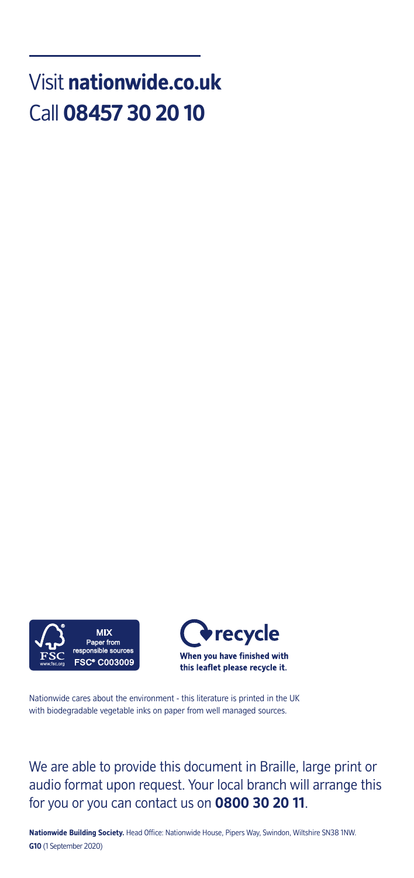Visit **nationwide.co.uk**
Call **08457 30 20 10**

MIX
Paper from responsible sources
FSC® C003009

recycle
When you have finished with this leaflet please recycle it.

Nationwide cares about the environment - this literature is printed in the UK with biodegradable vegetable inks on paper from well managed sources.

We are able to provide this document in Braille, large print or audio format upon request. Your local branch will arrange this for you or you can contact us on **0800 30 20 11**.

**Nationwide Building Society.** Head Office: Nationwide House, Pipers Way, Swindon, Wiltshire SN38 1NW.
**G10** (1 September 2020)